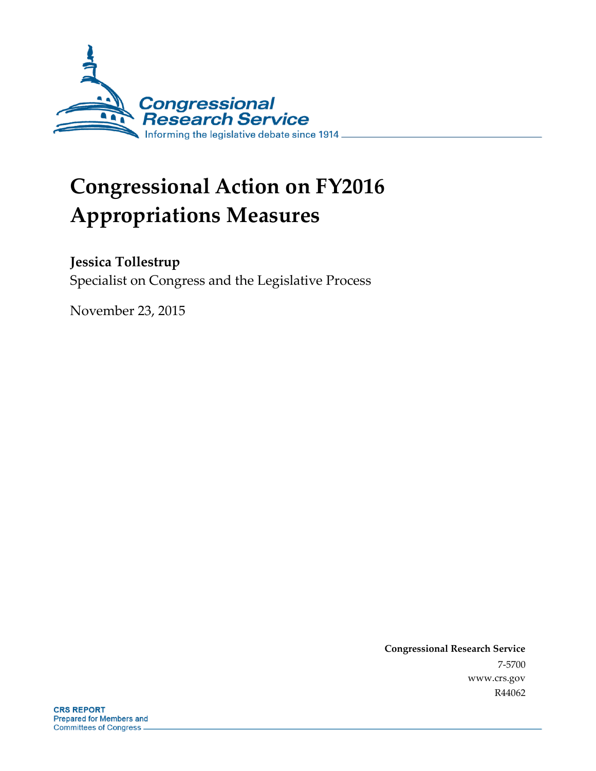Congressional Research Service

Informing the legislative debate since 1914

# Congressional Action on FY2016 Appropriations Measures

**Jessica Tollestrup**

Specialist on Congress and the Legislative Process

November 23, 2015

**Congressional Research Service**

7-5700

www.crs.gov

R44062

**CRS REPORT**

Prepared for Members and Committees of Congress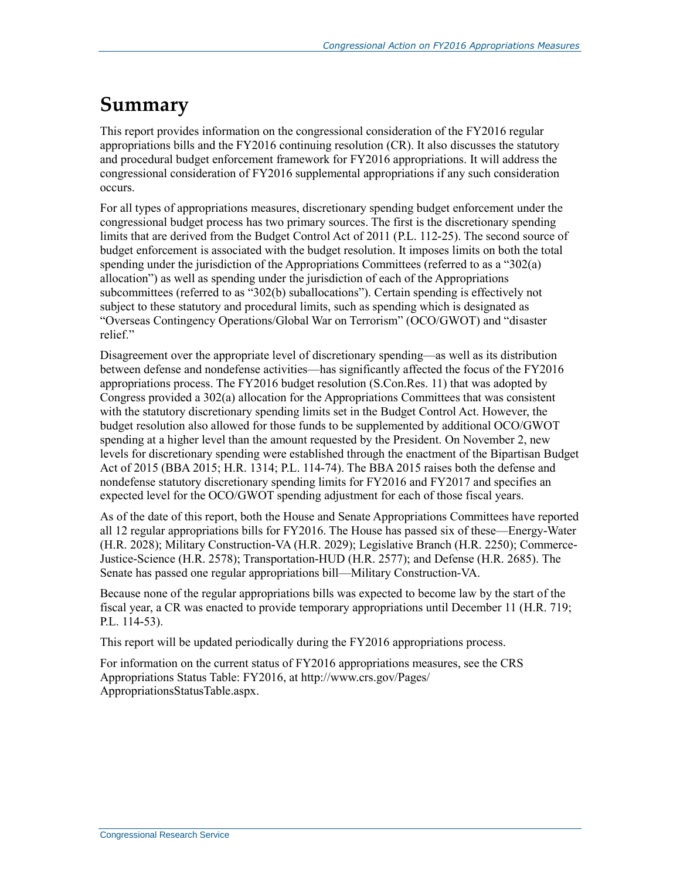# Summary

This report provides information on the congressional consideration of the FY2016 regular appropriations bills and the FY2016 continuing resolution (CR). It also discusses the statutory and procedural budget enforcement framework for FY2016 appropriations. It will address the congressional consideration of FY2016 supplemental appropriations if any such consideration occurs.

For all types of appropriations measures, discretionary spending budget enforcement under the congressional budget process has two primary sources. The first is the discretionary spending limits that are derived from the Budget Control Act of 2011 (P.L. 112-25). The second source of budget enforcement is associated with the budget resolution. It imposes limits on both the total spending under the jurisdiction of the Appropriations Committees (referred to as a "302(a) allocation") as well as spending under the jurisdiction of each of the Appropriations subcommittees (referred to as "302(b) suballocations"). Certain spending is effectively not subject to these statutory and procedural limits, such as spending which is designated as "Overseas Contingency Operations/Global War on Terrorism" (OCO/GWOT) and "disaster relief."

Disagreement over the appropriate level of discretionary spending—as well as its distribution between defense and nondefense activities—has significantly affected the focus of the FY2016 appropriations process. The FY2016 budget resolution (S.Con.Res. 11) that was adopted by Congress provided a 302(a) allocation for the Appropriations Committees that was consistent with the statutory discretionary spending limits set in the Budget Control Act. However, the budget resolution also allowed for those funds to be supplemented by additional OCO/GWOT spending at a higher level than the amount requested by the President. On November 2, new levels for discretionary spending were established through the enactment of the Bipartisan Budget Act of 2015 (BBA 2015; H.R. 1314; P.L. 114-74). The BBA 2015 raises both the defense and nondefense statutory discretionary spending limits for FY2016 and FY2017 and specifies an expected level for the OCO/GWOT spending adjustment for each of those fiscal years.

As of the date of this report, both the House and Senate Appropriations Committees have reported all 12 regular appropriations bills for FY2016. The House has passed six of these—Energy-Water (H.R. 2028); Military Construction-VA (H.R. 2029); Legislative Branch (H.R. 2250); Commerce-Justice-Science (H.R. 2578); Transportation-HUD (H.R. 2577); and Defense (H.R. 2685). The Senate has passed one regular appropriations bill—Military Construction-VA.

Because none of the regular appropriations bills was expected to become law by the start of the fiscal year, a CR was enacted to provide temporary appropriations until December 11 (H.R. 719; P.L. 114-53).

This report will be updated periodically during the FY2016 appropriations process.

For information on the current status of FY2016 appropriations measures, see the CRS Appropriations Status Table: FY2016, at http://www.crs.gov/Pages/AppropriationsStatusTable.aspx.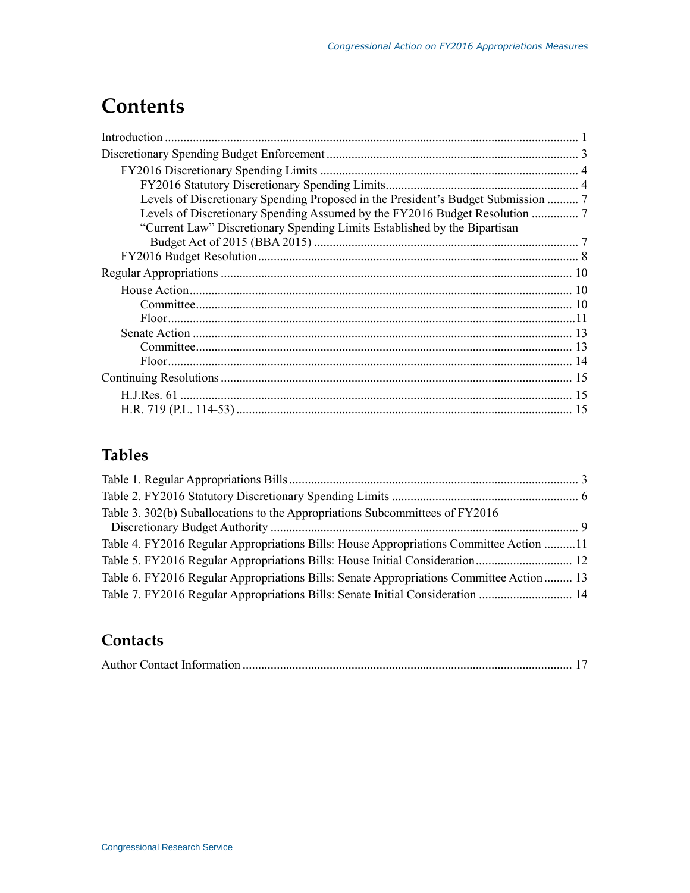# Contents

Introduction ..................................................................................................................................... 1

Discretionary Spending Budget Enforcement ................................................................................. 3

- FY2016 Discretionary Spending Limits .................................................................................. 4
  - FY2016 Statutory Discretionary Spending Limits............................................................. 4
  - Levels of Discretionary Spending Proposed in the President's Budget Submission .......... 7
  - Levels of Discretionary Spending Assumed by the FY2016 Budget Resolution ............... 7
  - "Current Law" Discretionary Spending Limits Established by the Bipartisan Budget Act of 2015 (BBA 2015) .................................................................................... 7
- FY2016 Budget Resolution...................................................................................................... 8

Regular Appropriations ................................................................................................................ 10

- House Action......................................................................................................................... 10
  - Committee........................................................................................................................ 10
  - Floor.................................................................................................................................11
- Senate Action ........................................................................................................................ 13
  - Committee........................................................................................................................ 13
  - Floor................................................................................................................................. 14

Continuing Resolutions ................................................................................................................ 15

- H.J.Res. 61 ............................................................................................................................ 15
- H.R. 719 (P.L. 114-53) .......................................................................................................... 15

## Tables

Table 1. Regular Appropriations Bills ............................................................................................ 3

Table 2. FY2016 Statutory Discretionary Spending Limits ............................................................ 6

Table 3. 302(b) Suballocations to the Appropriations Subcommittees of FY2016 Discretionary Budget Authority .................................................................................................. 9

Table 4. FY2016 Regular Appropriations Bills: House Appropriations Committee Action ..........11

Table 5. FY2016 Regular Appropriations Bills: House Initial Consideration............................... 12

Table 6. FY2016 Regular Appropriations Bills: Senate Appropriations Committee Action......... 13

Table 7. FY2016 Regular Appropriations Bills: Senate Initial Consideration ............................. 14

## Contacts

Author Contact Information ......................................................................................................... 17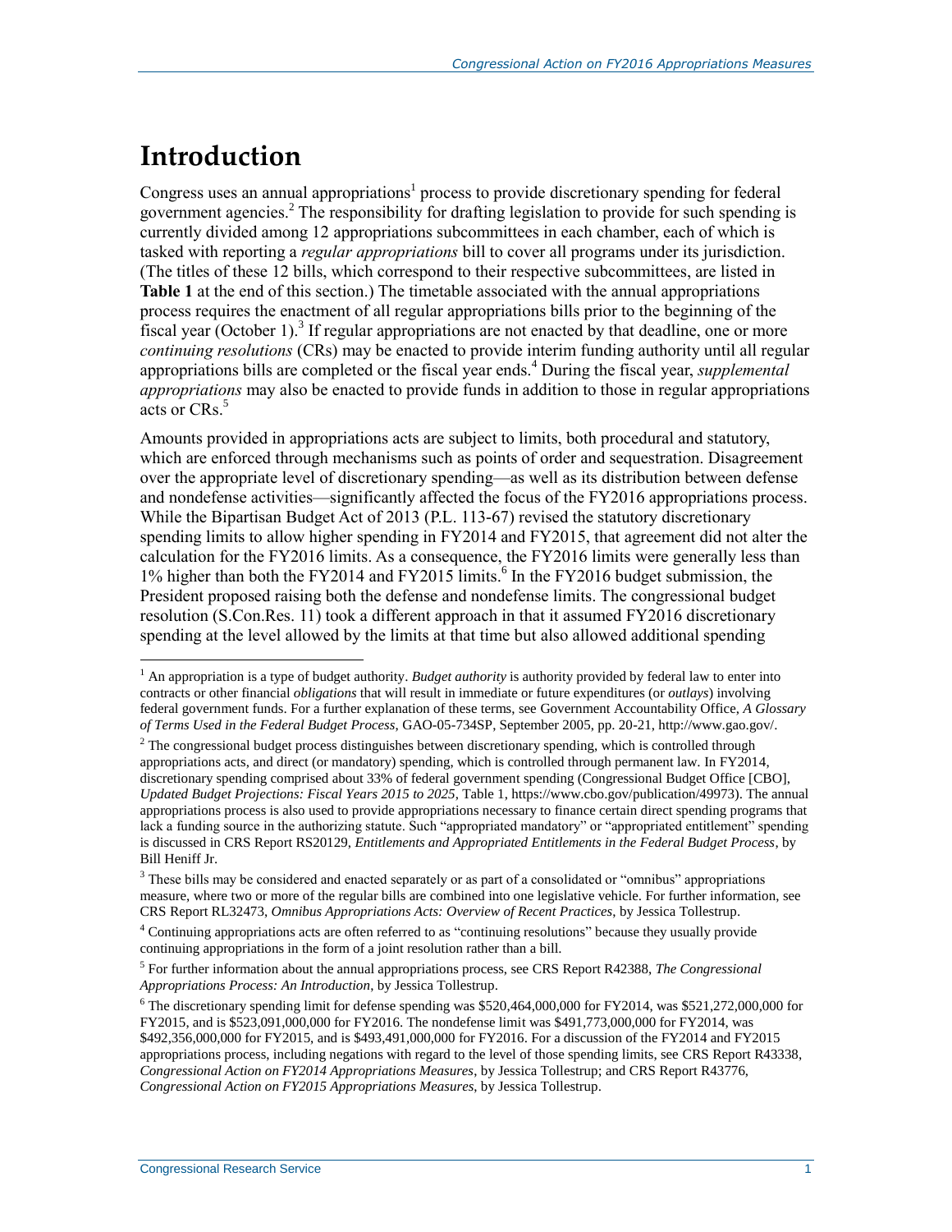# Introduction

Congress uses an annual appropriations[1] process to provide discretionary spending for federal government agencies.[2] The responsibility for drafting legislation to provide for such spending is currently divided among 12 appropriations subcommittees in each chamber, each of which is tasked with reporting a *regular appropriations* bill to cover all programs under its jurisdiction. (The titles of these 12 bills, which correspond to their respective subcommittees, are listed in **Table 1** at the end of this section.) The timetable associated with the annual appropriations process requires the enactment of all regular appropriations bills prior to the beginning of the fiscal year (October 1).[3] If regular appropriations are not enacted by that deadline, one or more *continuing resolutions* (CRs) may be enacted to provide interim funding authority until all regular appropriations bills are completed or the fiscal year ends.[4] During the fiscal year, *supplemental appropriations* may also be enacted to provide funds in addition to those in regular appropriations acts or CRs.[5]

Amounts provided in appropriations acts are subject to limits, both procedural and statutory, which are enforced through mechanisms such as points of order and sequestration. Disagreement over the appropriate level of discretionary spending—as well as its distribution between defense and nondefense activities—significantly affected the focus of the FY2016 appropriations process. While the Bipartisan Budget Act of 2013 (P.L. 113-67) revised the statutory discretionary spending limits to allow higher spending in FY2014 and FY2015, that agreement did not alter the calculation for the FY2016 limits. As a consequence, the FY2016 limits were generally less than 1% higher than both the FY2014 and FY2015 limits.[6] In the FY2016 budget submission, the President proposed raising both the defense and nondefense limits. The congressional budget resolution (S.Con.Res. 11) took a different approach in that it assumed FY2016 discretionary spending at the level allowed by the limits at that time but also allowed additional spending

---

[1] An appropriation is a type of budget authority. *Budget authority* is authority provided by federal law to enter into contracts or other financial *obligations* that will result in immediate or future expenditures (or *outlays*) involving federal government funds. For a further explanation of these terms, see Government Accountability Office, *A Glossary of Terms Used in the Federal Budget Process*, GAO-05-734SP, September 2005, pp. 20-21, http://www.gao.gov/.

[2] The congressional budget process distinguishes between discretionary spending, which is controlled through appropriations acts, and direct (or mandatory) spending, which is controlled through permanent law. In FY2014, discretionary spending comprised about 33% of federal government spending (Congressional Budget Office [CBO], *Updated Budget Projections: Fiscal Years 2015 to 2025*, Table 1, https://www.cbo.gov/publication/49973). The annual appropriations process is also used to provide appropriations necessary to finance certain direct spending programs that lack a funding source in the authorizing statute. Such "appropriated mandatory" or "appropriated entitlement" spending is discussed in CRS Report RS20129, *Entitlements and Appropriated Entitlements in the Federal Budget Process*, by Bill Heniff Jr.

[3] These bills may be considered and enacted separately or as part of a consolidated or "omnibus" appropriations measure, where two or more of the regular bills are combined into one legislative vehicle. For further information, see CRS Report RL32473, *Omnibus Appropriations Acts: Overview of Recent Practices*, by Jessica Tollestrup.

[4] Continuing appropriations acts are often referred to as "continuing resolutions" because they usually provide continuing appropriations in the form of a joint resolution rather than a bill.

[5] For further information about the annual appropriations process, see CRS Report R42388, *The Congressional Appropriations Process: An Introduction*, by Jessica Tollestrup.

[6] The discretionary spending limit for defense spending was $520,464,000,000 for FY2014, was $521,272,000,000 for FY2015, and is $523,091,000,000 for FY2016. The nondefense limit was $491,773,000,000 for FY2014, was $492,356,000,000 for FY2015, and is $493,491,000,000 for FY2016. For a discussion of the FY2014 and FY2015 appropriations process, including negations with regard to the level of those spending limits, see CRS Report R43338, *Congressional Action on FY2014 Appropriations Measures*, by Jessica Tollestrup; and CRS Report R43776, *Congressional Action on FY2015 Appropriations Measures*, by Jessica Tollestrup.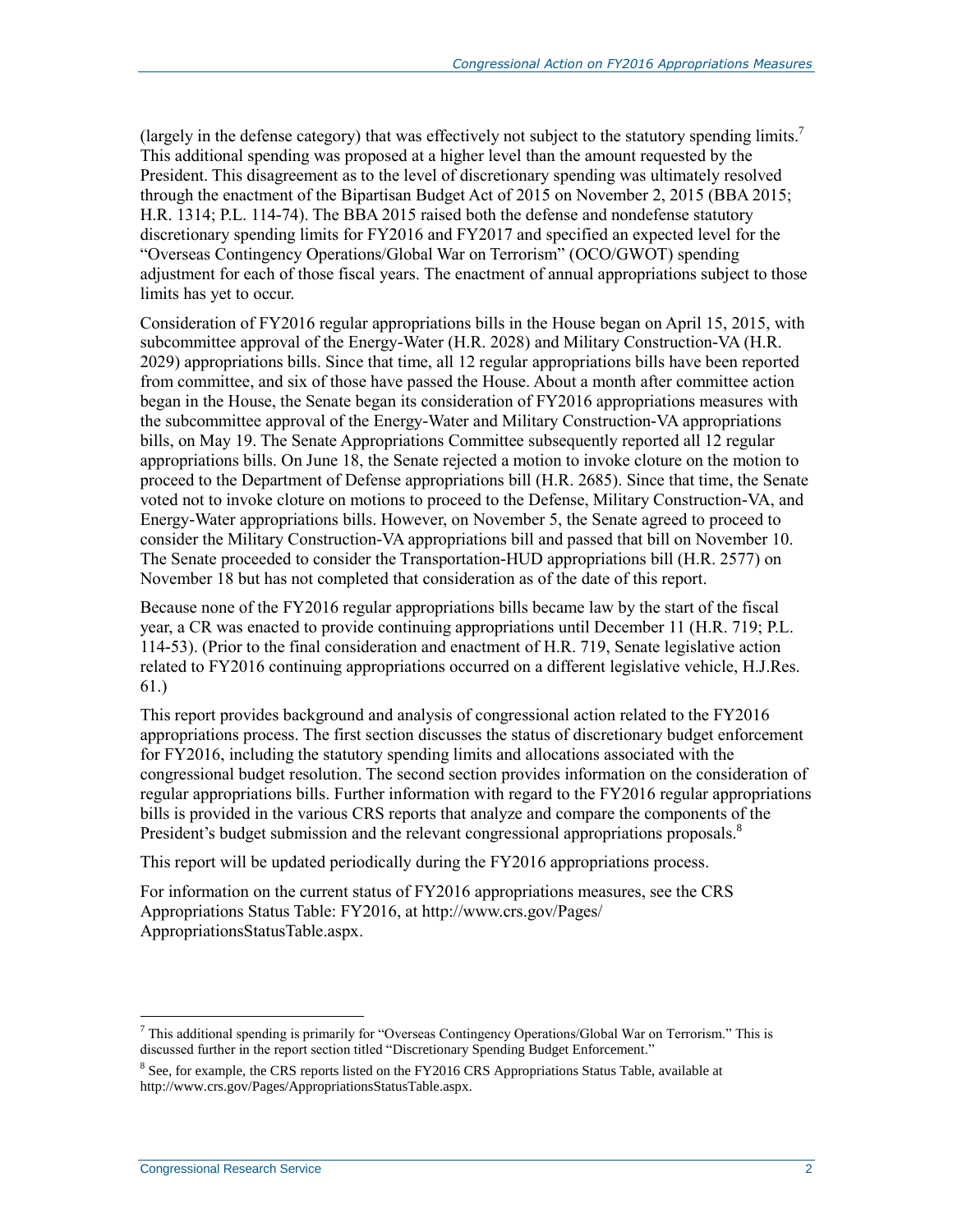(largely in the defense category) that was effectively not subject to the statutory spending limits.[7] This additional spending was proposed at a higher level than the amount requested by the President. This disagreement as to the level of discretionary spending was ultimately resolved through the enactment of the Bipartisan Budget Act of 2015 on November 2, 2015 (BBA 2015; H.R. 1314; P.L. 114-74). The BBA 2015 raised both the defense and nondefense statutory discretionary spending limits for FY2016 and FY2017 and specified an expected level for the "Overseas Contingency Operations/Global War on Terrorism" (OCO/GWOT) spending adjustment for each of those fiscal years. The enactment of annual appropriations subject to those limits has yet to occur.

Consideration of FY2016 regular appropriations bills in the House began on April 15, 2015, with subcommittee approval of the Energy-Water (H.R. 2028) and Military Construction-VA (H.R. 2029) appropriations bills. Since that time, all 12 regular appropriations bills have been reported from committee, and six of those have passed the House. About a month after committee action began in the House, the Senate began its consideration of FY2016 appropriations measures with the subcommittee approval of the Energy-Water and Military Construction-VA appropriations bills, on May 19. The Senate Appropriations Committee subsequently reported all 12 regular appropriations bills. On June 18, the Senate rejected a motion to invoke cloture on the motion to proceed to the Department of Defense appropriations bill (H.R. 2685). Since that time, the Senate voted not to invoke cloture on motions to proceed to the Defense, Military Construction-VA, and Energy-Water appropriations bills. However, on November 5, the Senate agreed to proceed to consider the Military Construction-VA appropriations bill and passed that bill on November 10. The Senate proceeded to consider the Transportation-HUD appropriations bill (H.R. 2577) on November 18 but has not completed that consideration as of the date of this report.

Because none of the FY2016 regular appropriations bills became law by the start of the fiscal year, a CR was enacted to provide continuing appropriations until December 11 (H.R. 719; P.L. 114-53). (Prior to the final consideration and enactment of H.R. 719, Senate legislative action related to FY2016 continuing appropriations occurred on a different legislative vehicle, H.J.Res. 61.)

This report provides background and analysis of congressional action related to the FY2016 appropriations process. The first section discusses the status of discretionary budget enforcement for FY2016, including the statutory spending limits and allocations associated with the congressional budget resolution. The second section provides information on the consideration of regular appropriations bills. Further information with regard to the FY2016 regular appropriations bills is provided in the various CRS reports that analyze and compare the components of the President's budget submission and the relevant congressional appropriations proposals.[8]

This report will be updated periodically during the FY2016 appropriations process.

For information on the current status of FY2016 appropriations measures, see the CRS Appropriations Status Table: FY2016, at http://www.crs.gov/Pages/AppropriationsStatusTable.aspx.

---

[7] This additional spending is primarily for "Overseas Contingency Operations/Global War on Terrorism." This is discussed further in the report section titled "Discretionary Spending Budget Enforcement."

[8] See, for example, the CRS reports listed on the FY2016 CRS Appropriations Status Table, available at http://www.crs.gov/Pages/AppropriationsStatusTable.aspx.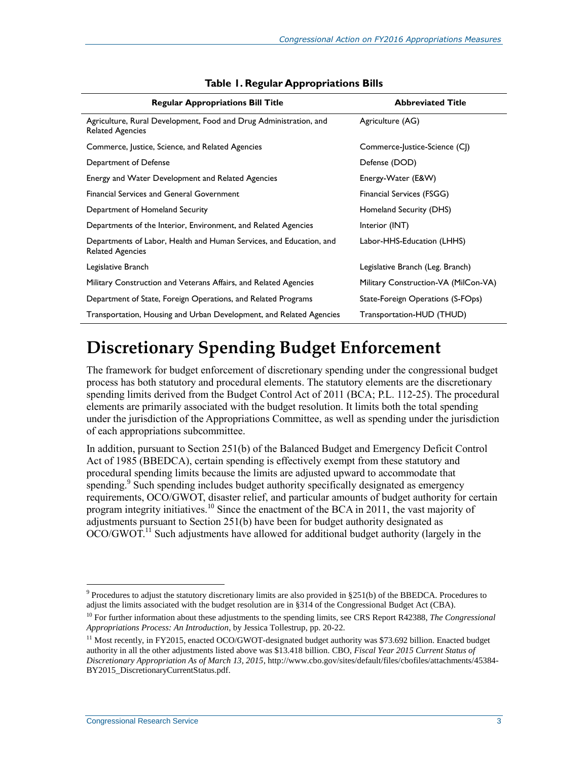**Table 1. Regular Appropriations Bills**

| Regular Appropriations Bill Title | Abbreviated Title |
|---|---|
| Agriculture, Rural Development, Food and Drug Administration, and Related Agencies | Agriculture (AG) |
| Commerce, Justice, Science, and Related Agencies | Commerce-Justice-Science (CJ) |
| Department of Defense | Defense (DOD) |
| Energy and Water Development and Related Agencies | Energy-Water (E&W) |
| Financial Services and General Government | Financial Services (FSGG) |
| Department of Homeland Security | Homeland Security (DHS) |
| Departments of the Interior, Environment, and Related Agencies | Interior (INT) |
| Departments of Labor, Health and Human Services, and Education, and Related Agencies | Labor-HHS-Education (LHHS) |
| Legislative Branch | Legislative Branch (Leg. Branch) |
| Military Construction and Veterans Affairs, and Related Agencies | Military Construction-VA (MilCon-VA) |
| Department of State, Foreign Operations, and Related Programs | State-Foreign Operations (S-FOps) |
| Transportation, Housing and Urban Development, and Related Agencies | Transportation-HUD (THUD) |

# Discretionary Spending Budget Enforcement

The framework for budget enforcement of discretionary spending under the congressional budget process has both statutory and procedural elements. The statutory elements are the discretionary spending limits derived from the Budget Control Act of 2011 (BCA; P.L. 112-25). The procedural elements are primarily associated with the budget resolution. It limits both the total spending under the jurisdiction of the Appropriations Committee, as well as spending under the jurisdiction of each appropriations subcommittee.

In addition, pursuant to Section 251(b) of the Balanced Budget and Emergency Deficit Control Act of 1985 (BBEDCA), certain spending is effectively exempt from these statutory and procedural spending limits because the limits are adjusted upward to accommodate that spending.[9] Such spending includes budget authority specifically designated as emergency requirements, OCO/GWOT, disaster relief, and particular amounts of budget authority for certain program integrity initiatives.[10] Since the enactment of the BCA in 2011, the vast majority of adjustments pursuant to Section 251(b) have been for budget authority designated as OCO/GWOT.[11] Such adjustments have allowed for additional budget authority (largely in the

---

[9] Procedures to adjust the statutory discretionary limits are also provided in §251(b) of the BBEDCA. Procedures to adjust the limits associated with the budget resolution are in §314 of the Congressional Budget Act (CBA).

[10] For further information about these adjustments to the spending limits, see CRS Report R42388, *The Congressional Appropriations Process: An Introduction*, by Jessica Tollestrup, pp. 20-22.

[11] Most recently, in FY2015, enacted OCO/GWOT-designated budget authority was $73.692 billion. Enacted budget authority in all the other adjustments listed above was $13.418 billion. CBO, *Fiscal Year 2015 Current Status of Discretionary Appropriation As of March 13, 2015*, http://www.cbo.gov/sites/default/files/cbofiles/attachments/45384-BY2015_DiscretionaryCurrentStatus.pdf.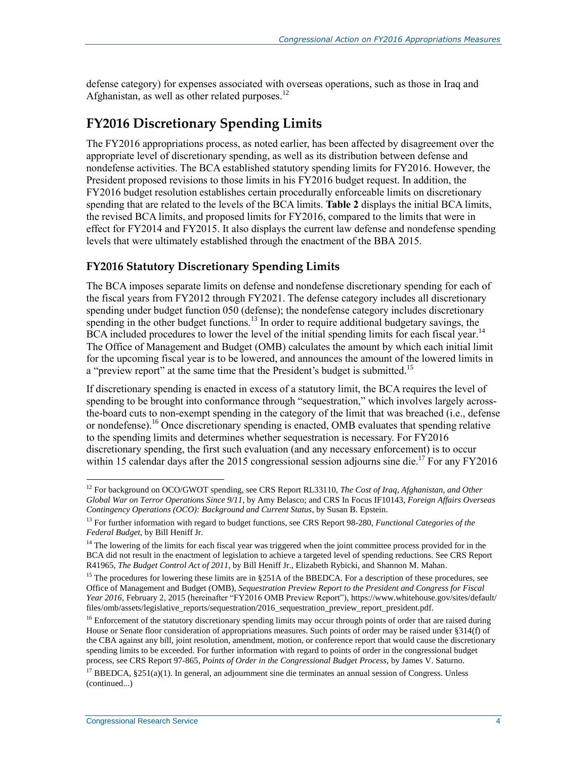defense category) for expenses associated with overseas operations, such as those in Iraq and Afghanistan, as well as other related purposes.[12]

## FY2016 Discretionary Spending Limits

The FY2016 appropriations process, as noted earlier, has been affected by disagreement over the appropriate level of discretionary spending, as well as its distribution between defense and nondefense activities. The BCA established statutory spending limits for FY2016. However, the President proposed revisions to those limits in his FY2016 budget request. In addition, the FY2016 budget resolution establishes certain procedurally enforceable limits on discretionary spending that are related to the levels of the BCA limits. **Table 2** displays the initial BCA limits, the revised BCA limits, and proposed limits for FY2016, compared to the limits that were in effect for FY2014 and FY2015. It also displays the current law defense and nondefense spending levels that were ultimately established through the enactment of the BBA 2015.

### FY2016 Statutory Discretionary Spending Limits

The BCA imposes separate limits on defense and nondefense discretionary spending for each of the fiscal years from FY2012 through FY2021. The defense category includes all discretionary spending under budget function 050 (defense); the nondefense category includes discretionary spending in the other budget functions.[13] In order to require additional budgetary savings, the BCA included procedures to lower the level of the initial spending limits for each fiscal year.[14] The Office of Management and Budget (OMB) calculates the amount by which each initial limit for the upcoming fiscal year is to be lowered, and announces the amount of the lowered limits in a "preview report" at the same time that the President's budget is submitted.[15]

If discretionary spending is enacted in excess of a statutory limit, the BCA requires the level of spending to be brought into conformance through "sequestration," which involves largely across-the-board cuts to non-exempt spending in the category of the limit that was breached (i.e., defense or nondefense).[16] Once discretionary spending is enacted, OMB evaluates that spending relative to the spending limits and determines whether sequestration is necessary. For FY2016 discretionary spending, the first such evaluation (and any necessary enforcement) is to occur within 15 calendar days after the 2015 congressional session adjourns sine die.[17] For any FY2016

---

[12] For background on OCO/GWOT spending, see CRS Report RL33110, *The Cost of Iraq, Afghanistan, and Other Global War on Terror Operations Since 9/11*, by Amy Belasco; and CRS In Focus IF10143, *Foreign Affairs Overseas Contingency Operations (OCO): Background and Current Status*, by Susan B. Epstein.

[13] For further information with regard to budget functions, see CRS Report 98-280, *Functional Categories of the Federal Budget*, by Bill Heniff Jr.

[14] The lowering of the limits for each fiscal year was triggered when the joint committee process provided for in the BCA did not result in the enactment of legislation to achieve a targeted level of spending reductions. See CRS Report R41965, *The Budget Control Act of 2011*, by Bill Heniff Jr., Elizabeth Rybicki, and Shannon M. Mahan.

[15] The procedures for lowering these limits are in §251A of the BBEDCA. For a description of these procedures, see Office of Management and Budget (OMB), *Sequestration Preview Report to the President and Congress for Fiscal Year 2016*, February 2, 2015 (hereinafter "FY2016 OMB Preview Report"), https://www.whitehouse.gov/sites/default/files/omb/assets/legislative_reports/sequestration/2016_sequestration_preview_report_president.pdf.

[16] Enforcement of the statutory discretionary spending limits may occur through points of order that are raised during House or Senate floor consideration of appropriations measures. Such points of order may be raised under §314(f) of the CBA against any bill, joint resolution, amendment, motion, or conference report that would cause the discretionary spending limits to be exceeded. For further information with regard to points of order in the congressional budget process, see CRS Report 97-865, *Points of Order in the Congressional Budget Process*, by James V. Saturno.

[17] BBEDCA, §251(a)(1). In general, an adjournment sine die terminates an annual session of Congress. Unless (continued...)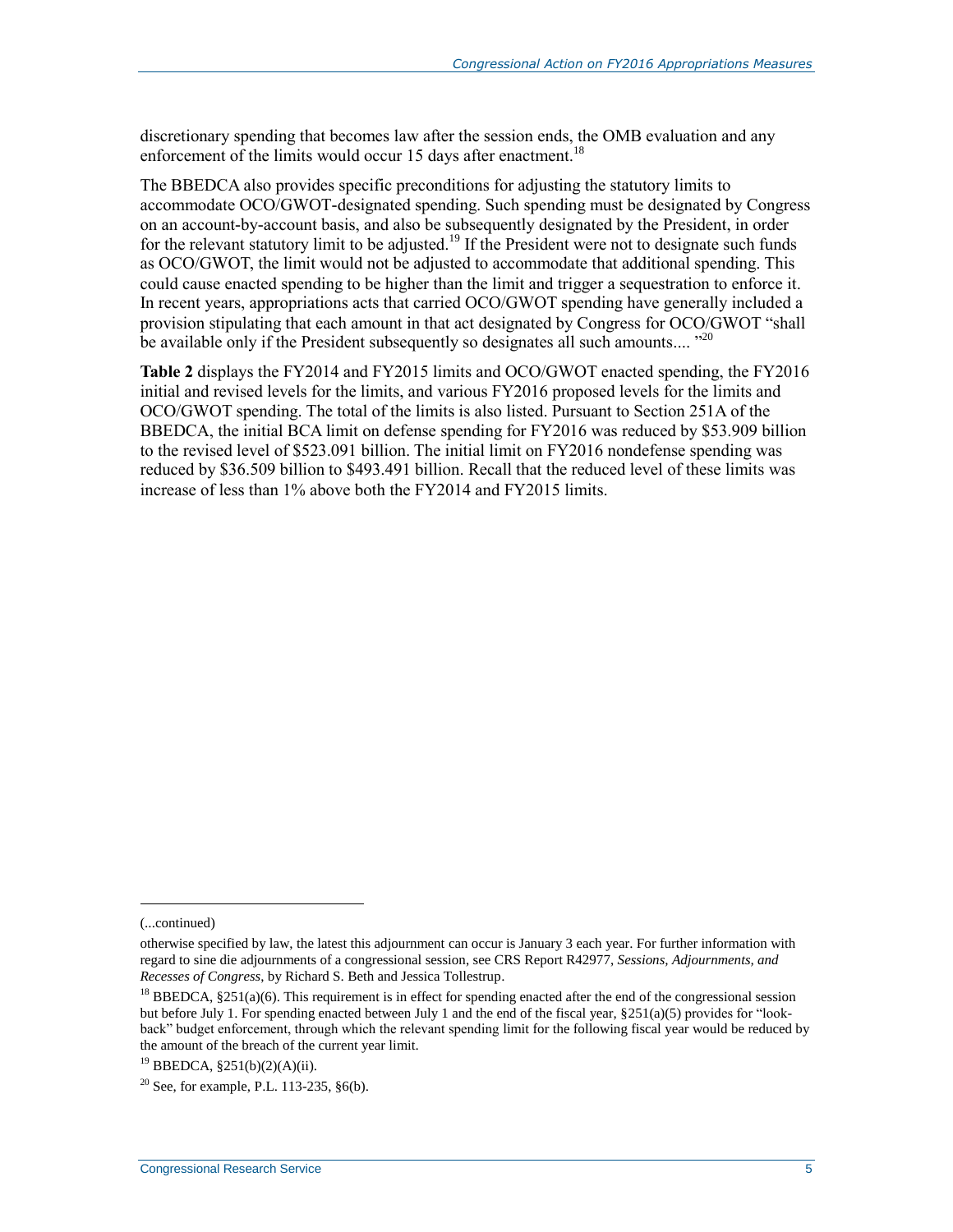discretionary spending that becomes law after the session ends, the OMB evaluation and any enforcement of the limits would occur 15 days after enactment.[18]

The BBEDCA also provides specific preconditions for adjusting the statutory limits to accommodate OCO/GWOT-designated spending. Such spending must be designated by Congress on an account-by-account basis, and also be subsequently designated by the President, in order for the relevant statutory limit to be adjusted.[19] If the President were not to designate such funds as OCO/GWOT, the limit would not be adjusted to accommodate that additional spending. This could cause enacted spending to be higher than the limit and trigger a sequestration to enforce it. In recent years, appropriations acts that carried OCO/GWOT spending have generally included a provision stipulating that each amount in that act designated by Congress for OCO/GWOT "shall be available only if the President subsequently so designates all such amounts.... "[20]

**Table 2** displays the FY2014 and FY2015 limits and OCO/GWOT enacted spending, the FY2016 initial and revised levels for the limits, and various FY2016 proposed levels for the limits and OCO/GWOT spending. The total of the limits is also listed. Pursuant to Section 251A of the BBEDCA, the initial BCA limit on defense spending for FY2016 was reduced by $53.909 billion to the revised level of $523.091 billion. The initial limit on FY2016 nondefense spending was reduced by $36.509 billion to $493.491 billion. Recall that the reduced level of these limits was increase of less than 1% above both the FY2014 and FY2015 limits.

---

(...continued)

otherwise specified by law, the latest this adjournment can occur is January 3 each year. For further information with regard to sine die adjournments of a congressional session, see CRS Report R42977, *Sessions, Adjournments, and Recesses of Congress*, by Richard S. Beth and Jessica Tollestrup.

[18] BBEDCA, §251(a)(6). This requirement is in effect for spending enacted after the end of the congressional session but before July 1. For spending enacted between July 1 and the end of the fiscal year, §251(a)(5) provides for "look-back" budget enforcement, through which the relevant spending limit for the following fiscal year would be reduced by the amount of the breach of the current year limit.

[19] BBEDCA, §251(b)(2)(A)(ii).

[20] See, for example, P.L. 113-235, §6(b).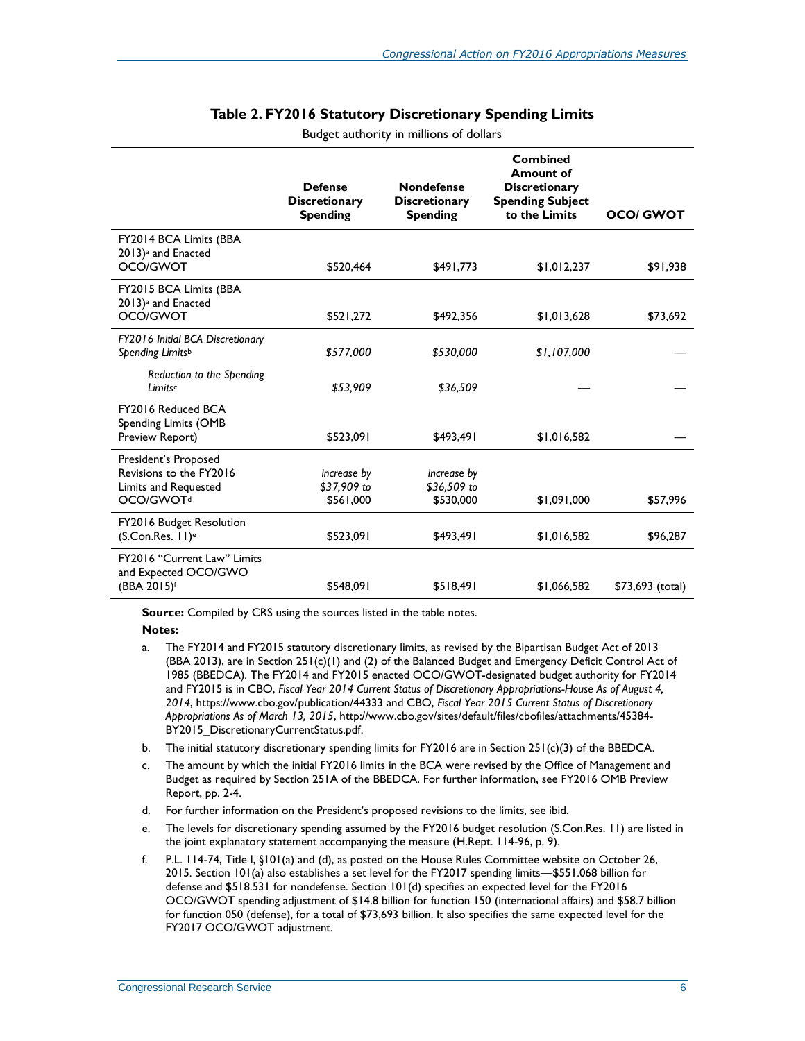**Table 2. FY2016 Statutory Discretionary Spending Limits**

Budget authority in millions of dollars

| | Defense Discretionary Spending | Nondefense Discretionary Spending | Combined Amount of Discretionary Spending Subject to the Limits | OCO/ GWOT |
|---|---|---|---|---|
| FY2014 BCA Limits (BBA 2013)[a] and Enacted OCO/GWOT | $520,464 | $491,773 | $1,012,237 | $91,938 |
| FY2015 BCA Limits (BBA 2013)[a] and Enacted OCO/GWOT | $521,272 | $492,356 | $1,013,628 | $73,692 |
| *FY2016 Initial BCA Discretionary Spending Limits*[b] | *$577,000* | *$530,000* | *$1,107,000* | — |
| *Reduction to the Spending Limits*[c] | *$53,909* | *$36,509* | — | — |
| FY2016 Reduced BCA Spending Limits (OMB Preview Report) | $523,091 | $493,491 | $1,016,582 | — |
| President's Proposed Revisions to the FY2016 Limits and Requested OCO/GWOT[d] | *increase by $37,909 to* $561,000 | *increase by $36,509 to* $530,000 | $1,091,000 | $57,996 |
| FY2016 Budget Resolution (S.Con.Res. 11)[e] | $523,091 | $493,491 | $1,016,582 | $96,287 |
| FY2016 "Current Law" Limits and Expected OCO/GWO (BBA 2015)[f] | $548,091 | $518,491 | $1,066,582 | $73,693 (total) |

**Source:** Compiled by CRS using the sources listed in the table notes.

**Notes:**

a. The FY2014 and FY2015 statutory discretionary limits, as revised by the Bipartisan Budget Act of 2013 (BBA 2013), are in Section 251(c)(1) and (2) of the Balanced Budget and Emergency Deficit Control Act of 1985 (BBEDCA). The FY2014 and FY2015 enacted OCO/GWOT-designated budget authority for FY2014 and FY2015 is in CBO, *Fiscal Year 2014 Current Status of Discretionary Appropriations-House As of August 4, 2014*, https://www.cbo.gov/publication/44333 and CBO, *Fiscal Year 2015 Current Status of Discretionary Appropriations As of March 13, 2015*, http://www.cbo.gov/sites/default/files/cbofiles/attachments/45384-BY2015_DiscretionaryCurrentStatus.pdf.

b. The initial statutory discretionary spending limits for FY2016 are in Section 251(c)(3) of the BBEDCA.

c. The amount by which the initial FY2016 limits in the BCA were revised by the Office of Management and Budget as required by Section 251A of the BBEDCA. For further information, see FY2016 OMB Preview Report, pp. 2-4.

d. For further information on the President's proposed revisions to the limits, see ibid.

e. The levels for discretionary spending assumed by the FY2016 budget resolution (S.Con.Res. 11) are listed in the joint explanatory statement accompanying the measure (H.Rept. 114-96, p. 9).

f. P.L. 114-74, Title I, §101(a) and (d), as posted on the House Rules Committee website on October 26, 2015. Section 101(a) also establishes a set level for the FY2017 spending limits—$551.068 billion for defense and $518.531 for nondefense. Section 101(d) specifies an expected level for the FY2016 OCO/GWOT spending adjustment of $14.8 billion for function 150 (international affairs) and $58.7 billion for function 050 (defense), for a total of $73,693 billion. It also specifies the same expected level for the FY2017 OCO/GWOT adjustment.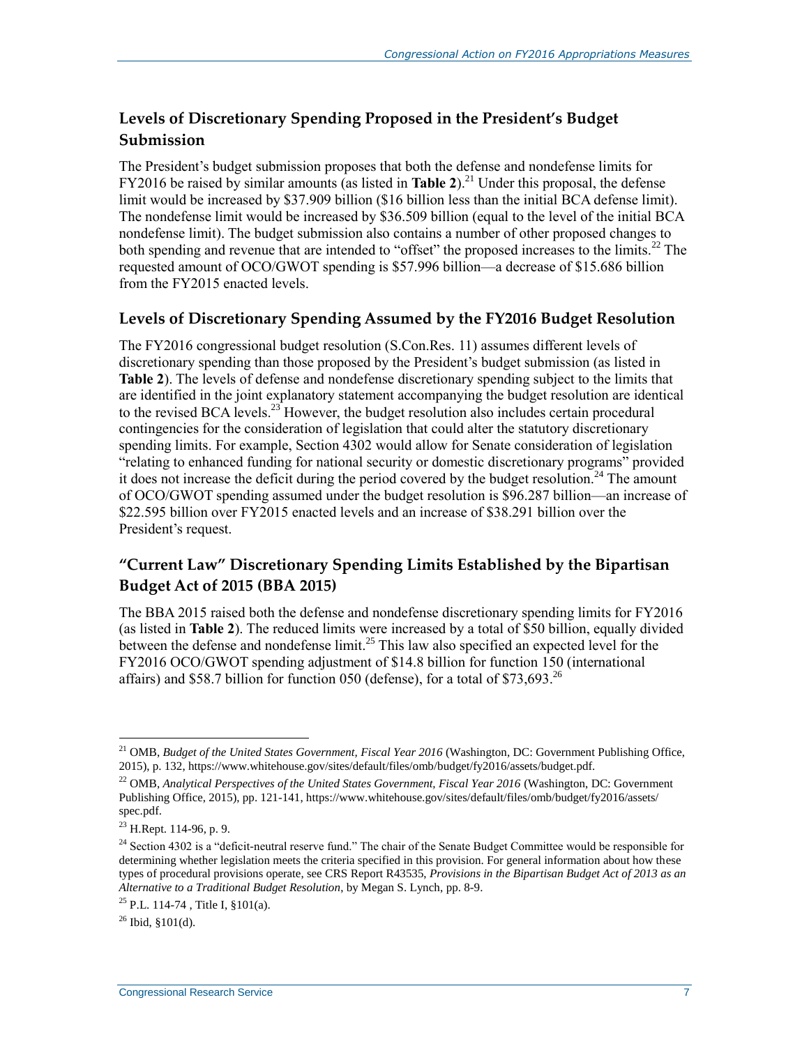## Levels of Discretionary Spending Proposed in the President's Budget Submission

The President's budget submission proposes that both the defense and nondefense limits for FY2016 be raised by similar amounts (as listed in **Table 2**).[21] Under this proposal, the defense limit would be increased by $37.909 billion ($16 billion less than the initial BCA defense limit). The nondefense limit would be increased by $36.509 billion (equal to the level of the initial BCA nondefense limit). The budget submission also contains a number of other proposed changes to both spending and revenue that are intended to "offset" the proposed increases to the limits.[22] The requested amount of OCO/GWOT spending is $57.996 billion—a decrease of $15.686 billion from the FY2015 enacted levels.

## Levels of Discretionary Spending Assumed by the FY2016 Budget Resolution

The FY2016 congressional budget resolution (S.Con.Res. 11) assumes different levels of discretionary spending than those proposed by the President's budget submission (as listed in **Table 2**). The levels of defense and nondefense discretionary spending subject to the limits that are identified in the joint explanatory statement accompanying the budget resolution are identical to the revised BCA levels.[23] However, the budget resolution also includes certain procedural contingencies for the consideration of legislation that could alter the statutory discretionary spending limits. For example, Section 4302 would allow for Senate consideration of legislation "relating to enhanced funding for national security or domestic discretionary programs" provided it does not increase the deficit during the period covered by the budget resolution.[24] The amount of OCO/GWOT spending assumed under the budget resolution is $96.287 billion—an increase of $22.595 billion over FY2015 enacted levels and an increase of $38.291 billion over the President's request.

## "Current Law" Discretionary Spending Limits Established by the Bipartisan Budget Act of 2015 (BBA 2015)

The BBA 2015 raised both the defense and nondefense discretionary spending limits for FY2016 (as listed in **Table 2**). The reduced limits were increased by a total of $50 billion, equally divided between the defense and nondefense limit.[25] This law also specified an expected level for the FY2016 OCO/GWOT spending adjustment of $14.8 billion for function 150 (international affairs) and $58.7 billion for function 050 (defense), for a total of $73,693.[26]

---

[21] OMB, *Budget of the United States Government, Fiscal Year 2016* (Washington, DC: Government Publishing Office, 2015), p. 132, https://www.whitehouse.gov/sites/default/files/omb/budget/fy2016/assets/budget.pdf.

[22] OMB, *Analytical Perspectives of the United States Government, Fiscal Year 2016* (Washington, DC: Government Publishing Office, 2015), pp. 121-141, https://www.whitehouse.gov/sites/default/files/omb/budget/fy2016/assets/spec.pdf.

[23] H.Rept. 114-96, p. 9.

[24] Section 4302 is a "deficit-neutral reserve fund." The chair of the Senate Budget Committee would be responsible for determining whether legislation meets the criteria specified in this provision. For general information about how these types of procedural provisions operate, see CRS Report R43535, *Provisions in the Bipartisan Budget Act of 2013 as an Alternative to a Traditional Budget Resolution*, by Megan S. Lynch, pp. 8-9.

[25] P.L. 114-74 , Title I, §101(a).

[26] Ibid, §101(d).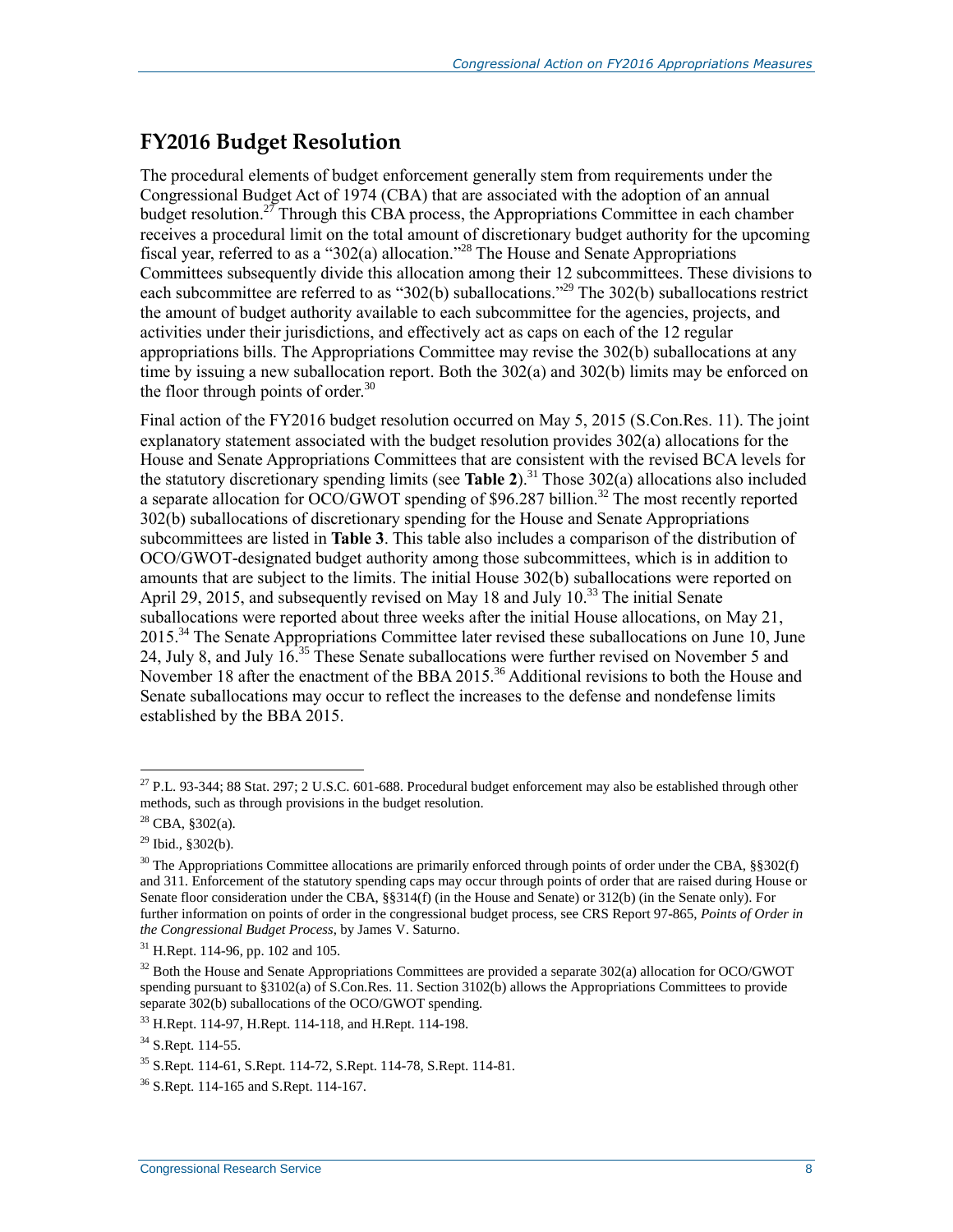## FY2016 Budget Resolution

The procedural elements of budget enforcement generally stem from requirements under the Congressional Budget Act of 1974 (CBA) that are associated with the adoption of an annual budget resolution.[27] Through this CBA process, the Appropriations Committee in each chamber receives a procedural limit on the total amount of discretionary budget authority for the upcoming fiscal year, referred to as a "302(a) allocation."[28] The House and Senate Appropriations Committees subsequently divide this allocation among their 12 subcommittees. These divisions to each subcommittee are referred to as "302(b) suballocations."[29] The 302(b) suballocations restrict the amount of budget authority available to each subcommittee for the agencies, projects, and activities under their jurisdictions, and effectively act as caps on each of the 12 regular appropriations bills. The Appropriations Committee may revise the 302(b) suballocations at any time by issuing a new suballocation report. Both the 302(a) and 302(b) limits may be enforced on the floor through points of order.[30]

Final action of the FY2016 budget resolution occurred on May 5, 2015 (S.Con.Res. 11). The joint explanatory statement associated with the budget resolution provides 302(a) allocations for the House and Senate Appropriations Committees that are consistent with the revised BCA levels for the statutory discretionary spending limits (see **Table 2**).[31] Those 302(a) allocations also included a separate allocation for OCO/GWOT spending of $96.287 billion.[32] The most recently reported 302(b) suballocations of discretionary spending for the House and Senate Appropriations subcommittees are listed in **Table 3**. This table also includes a comparison of the distribution of OCO/GWOT-designated budget authority among those subcommittees, which is in addition to amounts that are subject to the limits. The initial House 302(b) suballocations were reported on April 29, 2015, and subsequently revised on May 18 and July 10.[33] The initial Senate suballocations were reported about three weeks after the initial House allocations, on May 21, 2015.[34] The Senate Appropriations Committee later revised these suballocations on June 10, June 24, July 8, and July 16.[35] These Senate suballocations were further revised on November 5 and November 18 after the enactment of the BBA 2015.[36] Additional revisions to both the House and Senate suballocations may occur to reflect the increases to the defense and nondefense limits established by the BBA 2015.

---

[27] P.L. 93-344; 88 Stat. 297; 2 U.S.C. 601-688. Procedural budget enforcement may also be established through other methods, such as through provisions in the budget resolution.

[28] CBA, §302(a).

[29] Ibid., §302(b).

[30] The Appropriations Committee allocations are primarily enforced through points of order under the CBA, §§302(f) and 311. Enforcement of the statutory spending caps may occur through points of order that are raised during House or Senate floor consideration under the CBA, §§314(f) (in the House and Senate) or 312(b) (in the Senate only). For further information on points of order in the congressional budget process, see CRS Report 97-865, *Points of Order in the Congressional Budget Process*, by James V. Saturno.

[31] H.Rept. 114-96, pp. 102 and 105.

[32] Both the House and Senate Appropriations Committees are provided a separate 302(a) allocation for OCO/GWOT spending pursuant to §3102(a) of S.Con.Res. 11. Section 3102(b) allows the Appropriations Committees to provide separate 302(b) suballocations of the OCO/GWOT spending.

[33] H.Rept. 114-97, H.Rept. 114-118, and H.Rept. 114-198.

[34] S.Rept. 114-55.

[35] S.Rept. 114-61, S.Rept. 114-72, S.Rept. 114-78, S.Rept. 114-81.

[36] S.Rept. 114-165 and S.Rept. 114-167.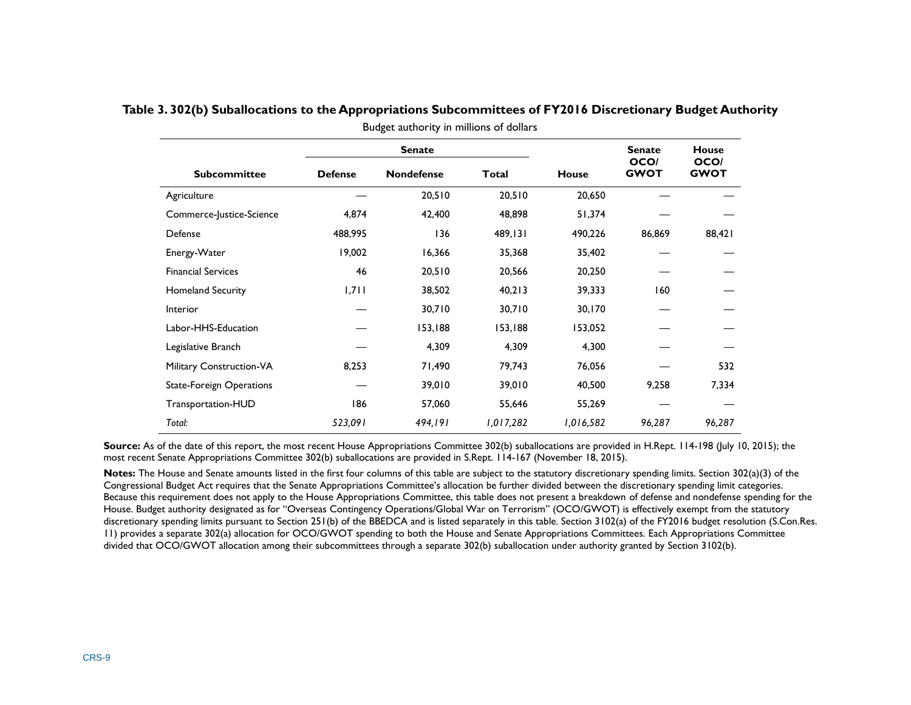**Table 3. 302(b) Suballocations to the Appropriations Subcommittees of FY2016 Discretionary Budget Authority**

Budget authority in millions of dollars

| Subcommittee | Senate | | | House | Senate OCO/ GWOT | House OCO/ GWOT |
|---|---|---|---|---|---|---|
| | Defense | Nondefense | Total | | | |
| Agriculture | — | 20,510 | 20,510 | 20,650 | — | — |
| Commerce-Justice-Science | 4,874 | 42,400 | 48,898 | 51,374 | — | — |
| Defense | 488,995 | 136 | 489,131 | 490,226 | 86,869 | 88,421 |
| Energy-Water | 19,002 | 16,366 | 35,368 | 35,402 | — | — |
| Financial Services | 46 | 20,510 | 20,566 | 20,250 | — | — |
| Homeland Security | 1,711 | 38,502 | 40,213 | 39,333 | 160 | — |
| Interior | — | 30,710 | 30,710 | 30,170 | — | — |
| Labor-HHS-Education | — | 153,188 | 153,188 | 153,052 | — | — |
| Legislative Branch | — | 4,309 | 4,309 | 4,300 | — | — |
| Military Construction-VA | 8,253 | 71,490 | 79,743 | 76,056 | — | 532 |
| State-Foreign Operations | — | 39,010 | 39,010 | 40,500 | 9,258 | 7,334 |
| Transportation-HUD | 186 | 57,060 | 55,646 | 55,269 | — | — |
| *Total:* | *523,091* | *494,191* | *1,017,282* | *1,016,582* | *96,287* | *96,287* |

**Source:** As of the date of this report, the most recent House Appropriations Committee 302(b) suballocations are provided in H.Rept. 114-198 (July 10, 2015); the most recent Senate Appropriations Committee 302(b) suballocations are provided in S.Rept. 114-167 (November 18, 2015).

**Notes:** The House and Senate amounts listed in the first four columns of this table are subject to the statutory discretionary spending limits. Section 302(a)(3) of the Congressional Budget Act requires that the Senate Appropriations Committee's allocation be further divided between the discretionary spending limit categories. Because this requirement does not apply to the House Appropriations Committee, this table does not present a breakdown of defense and nondefense spending for the House. Budget authority designated as for "Overseas Contingency Operations/Global War on Terrorism" (OCO/GWOT) is effectively exempt from the statutory discretionary spending limits pursuant to Section 251(b) of the BBEDCA and is listed separately in this table. Section 3102(a) of the FY2016 budget resolution (S.Con.Res. 11) provides a separate 302(a) allocation for OCO/GWOT spending to both the House and Senate Appropriations Committees. Each Appropriations Committee divided that OCO/GWOT allocation among their subcommittees through a separate 302(b) suballocation under authority granted by Section 3102(b).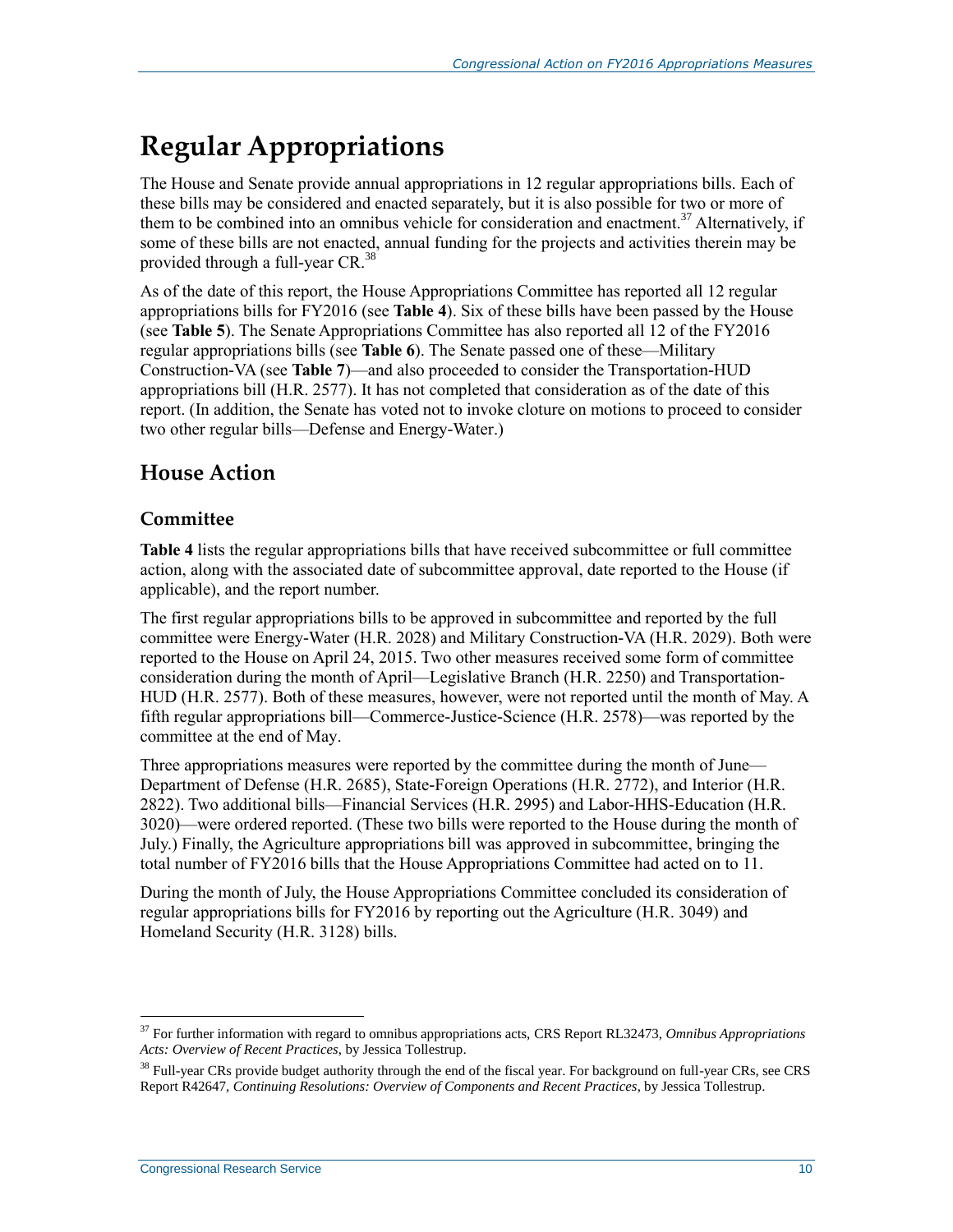# Regular Appropriations

The House and Senate provide annual appropriations in 12 regular appropriations bills. Each of these bills may be considered and enacted separately, but it is also possible for two or more of them to be combined into an omnibus vehicle for consideration and enactment.[37] Alternatively, if some of these bills are not enacted, annual funding for the projects and activities therein may be provided through a full-year CR.[38]

As of the date of this report, the House Appropriations Committee has reported all 12 regular appropriations bills for FY2016 (see **Table 4**). Six of these bills have been passed by the House (see **Table 5**). The Senate Appropriations Committee has also reported all 12 of the FY2016 regular appropriations bills (see **Table 6**). The Senate passed one of these—Military Construction-VA (see **Table 7**)—and also proceeded to consider the Transportation-HUD appropriations bill (H.R. 2577). It has not completed that consideration as of the date of this report. (In addition, the Senate has voted not to invoke cloture on motions to proceed to consider two other regular bills—Defense and Energy-Water.)

## House Action

### Committee

**Table 4** lists the regular appropriations bills that have received subcommittee or full committee action, along with the associated date of subcommittee approval, date reported to the House (if applicable), and the report number.

The first regular appropriations bills to be approved in subcommittee and reported by the full committee were Energy-Water (H.R. 2028) and Military Construction-VA (H.R. 2029). Both were reported to the House on April 24, 2015. Two other measures received some form of committee consideration during the month of April—Legislative Branch (H.R. 2250) and Transportation-HUD (H.R. 2577). Both of these measures, however, were not reported until the month of May. A fifth regular appropriations bill—Commerce-Justice-Science (H.R. 2578)—was reported by the committee at the end of May.

Three appropriations measures were reported by the committee during the month of June—Department of Defense (H.R. 2685), State-Foreign Operations (H.R. 2772), and Interior (H.R. 2822). Two additional bills—Financial Services (H.R. 2995) and Labor-HHS-Education (H.R. 3020)—were ordered reported. (These two bills were reported to the House during the month of July.) Finally, the Agriculture appropriations bill was approved in subcommittee, bringing the total number of FY2016 bills that the House Appropriations Committee had acted on to 11.

During the month of July, the House Appropriations Committee concluded its consideration of regular appropriations bills for FY2016 by reporting out the Agriculture (H.R. 3049) and Homeland Security (H.R. 3128) bills.

---

[37] For further information with regard to omnibus appropriations acts, CRS Report RL32473, *Omnibus Appropriations Acts: Overview of Recent Practices*, by Jessica Tollestrup.

[38] Full-year CRs provide budget authority through the end of the fiscal year. For background on full-year CRs, see CRS Report R42647, *Continuing Resolutions: Overview of Components and Recent Practices*, by Jessica Tollestrup.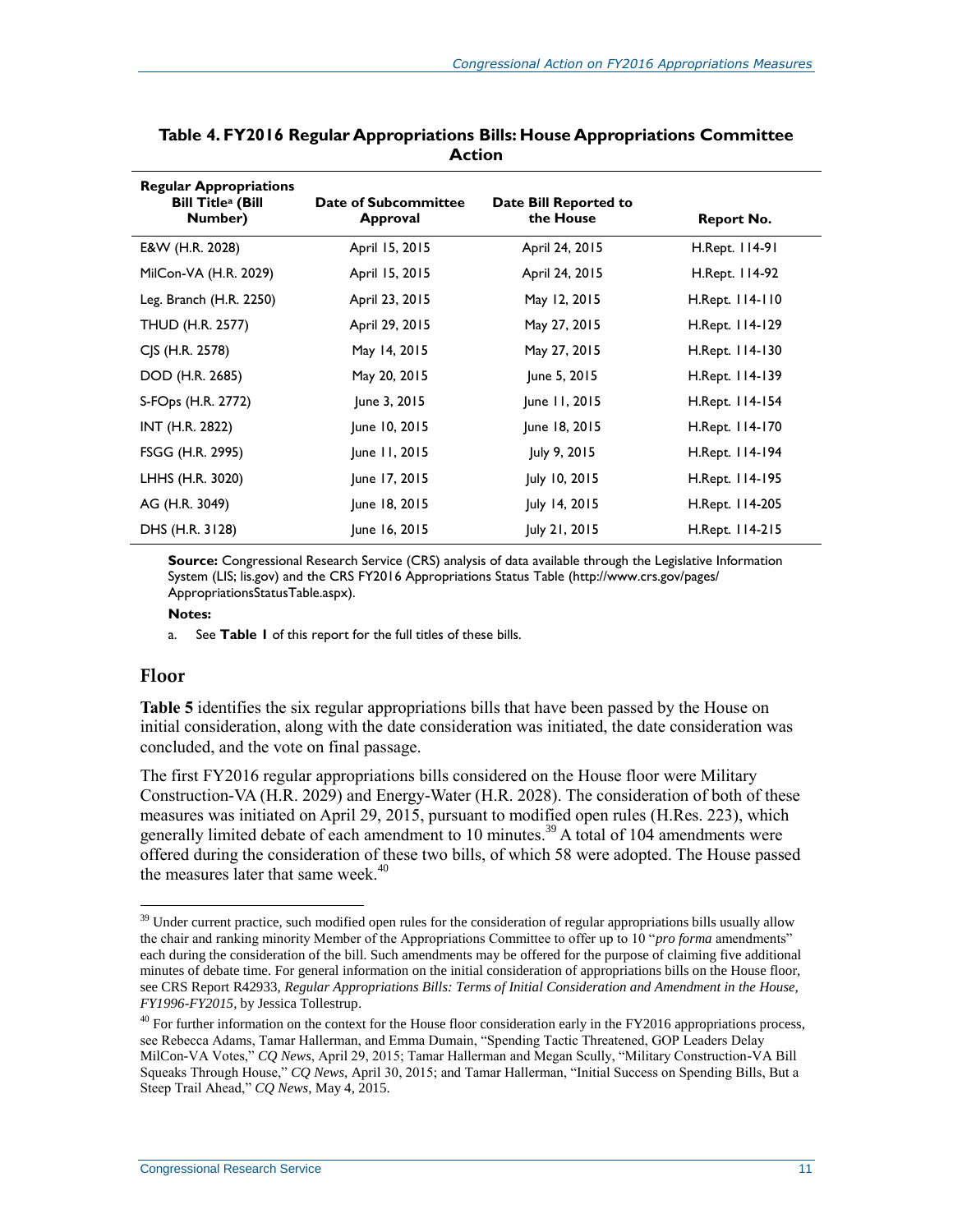**Table 4. FY2016 Regular Appropriations Bills: House Appropriations Committee Action**

| Regular Appropriations Bill Title[a] (Bill Number) | Date of Subcommittee Approval | Date Bill Reported to the House | Report No. |
|---|---|---|---|
| E&W (H.R. 2028) | April 15, 2015 | April 24, 2015 | H.Rept. 114-91 |
| MilCon-VA (H.R. 2029) | April 15, 2015 | April 24, 2015 | H.Rept. 114-92 |
| Leg. Branch (H.R. 2250) | April 23, 2015 | May 12, 2015 | H.Rept. 114-110 |
| THUD (H.R. 2577) | April 29, 2015 | May 27, 2015 | H.Rept. 114-129 |
| CJS (H.R. 2578) | May 14, 2015 | May 27, 2015 | H.Rept. 114-130 |
| DOD (H.R. 2685) | May 20, 2015 | June 5, 2015 | H.Rept. 114-139 |
| S-FOps (H.R. 2772) | June 3, 2015 | June 11, 2015 | H.Rept. 114-154 |
| INT (H.R. 2822) | June 10, 2015 | June 18, 2015 | H.Rept. 114-170 |
| FSGG (H.R. 2995) | June 11, 2015 | July 9, 2015 | H.Rept. 114-194 |
| LHHS (H.R. 3020) | June 17, 2015 | July 10, 2015 | H.Rept. 114-195 |
| AG (H.R. 3049) | June 18, 2015 | July 14, 2015 | H.Rept. 114-205 |
| DHS (H.R. 3128) | June 16, 2015 | July 21, 2015 | H.Rept. 114-215 |

**Source:** Congressional Research Service (CRS) analysis of data available through the Legislative Information System (LIS; lis.gov) and the CRS FY2016 Appropriations Status Table (http://www.crs.gov/pages/AppropriationsStatusTable.aspx).

**Notes:**

a. See **Table 1** of this report for the full titles of these bills.

## Floor

**Table 5** identifies the six regular appropriations bills that have been passed by the House on initial consideration, along with the date consideration was initiated, the date consideration was concluded, and the vote on final passage.

The first FY2016 regular appropriations bills considered on the House floor were Military Construction-VA (H.R. 2029) and Energy-Water (H.R. 2028). The consideration of both of these measures was initiated on April 29, 2015, pursuant to modified open rules (H.Res. 223), which generally limited debate of each amendment to 10 minutes.[39] A total of 104 amendments were offered during the consideration of these two bills, of which 58 were adopted. The House passed the measures later that same week.[40]

---

[39] Under current practice, such modified open rules for the consideration of regular appropriations bills usually allow the chair and ranking minority Member of the Appropriations Committee to offer up to 10 "*pro forma* amendments" each during the consideration of the bill. Such amendments may be offered for the purpose of claiming five additional minutes of debate time. For general information on the initial consideration of appropriations bills on the House floor, see CRS Report R42933, *Regular Appropriations Bills: Terms of Initial Consideration and Amendment in the House, FY1996-FY2015*, by Jessica Tollestrup.

[40] For further information on the context for the House floor consideration early in the FY2016 appropriations process, see Rebecca Adams, Tamar Hallerman, and Emma Dumain, "Spending Tactic Threatened, GOP Leaders Delay MilCon-VA Votes," *CQ News*, April 29, 2015; Tamar Hallerman and Megan Scully, "Military Construction-VA Bill Squeaks Through House," *CQ News*, April 30, 2015; and Tamar Hallerman, "Initial Success on Spending Bills, But a Steep Trail Ahead," *CQ News*, May 4, 2015.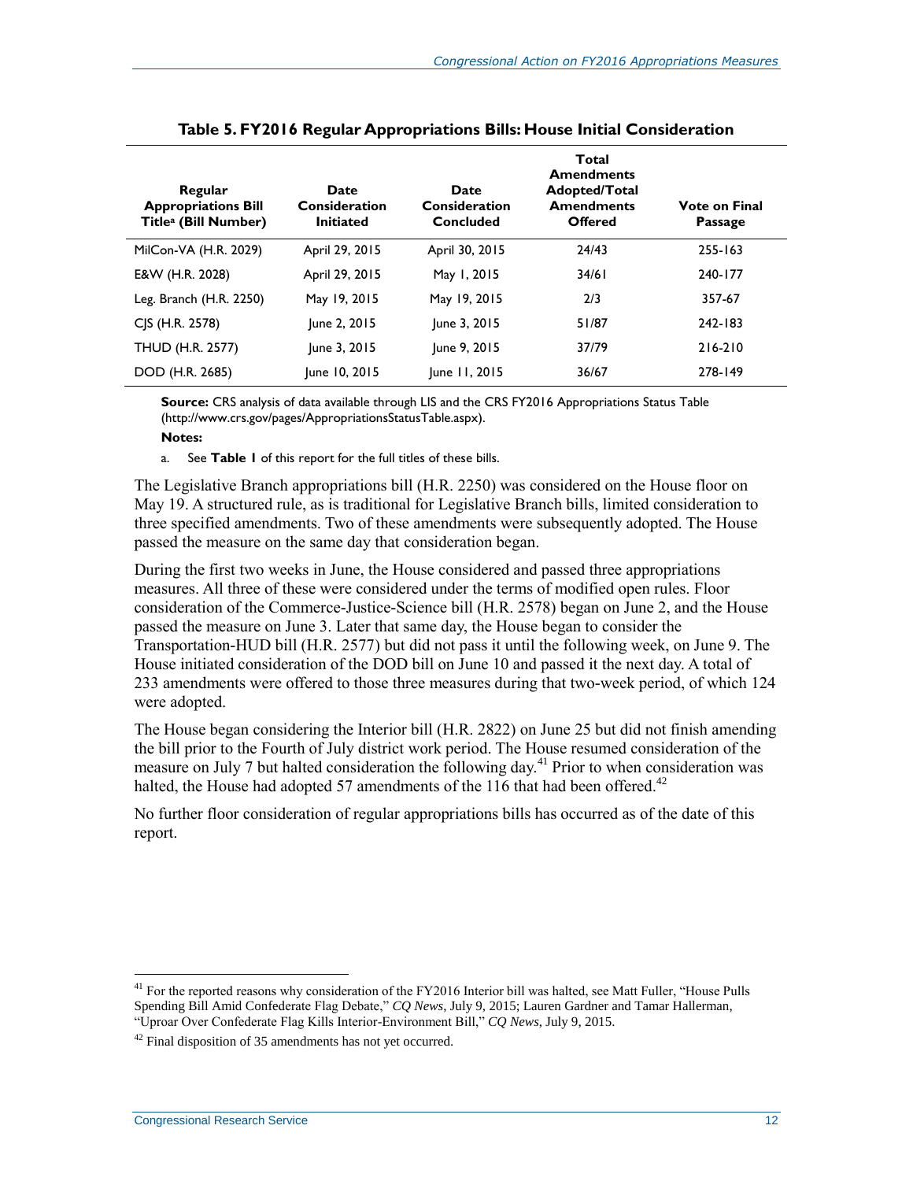**Table 5. FY2016 Regular Appropriations Bills: House Initial Consideration**

| Regular Appropriations Bill Title[a] (Bill Number) | Date Consideration Initiated | Date Consideration Concluded | Total Amendments Adopted/Total Amendments Offered | Vote on Final Passage |
|---|---|---|---|---|
| MilCon-VA (H.R. 2029) | April 29, 2015 | April 30, 2015 | 24/43 | 255-163 |
| E&W (H.R. 2028) | April 29, 2015 | May 1, 2015 | 34/61 | 240-177 |
| Leg. Branch (H.R. 2250) | May 19, 2015 | May 19, 2015 | 2/3 | 357-67 |
| CJS (H.R. 2578) | June 2, 2015 | June 3, 2015 | 51/87 | 242-183 |
| THUD (H.R. 2577) | June 3, 2015 | June 9, 2015 | 37/79 | 216-210 |
| DOD (H.R. 2685) | June 10, 2015 | June 11, 2015 | 36/67 | 278-149 |

**Source:** CRS analysis of data available through LIS and the CRS FY2016 Appropriations Status Table (http://www.crs.gov/pages/AppropriationsStatusTable.aspx).

**Notes:**

a. See **Table 1** of this report for the full titles of these bills.

The Legislative Branch appropriations bill (H.R. 2250) was considered on the House floor on May 19. A structured rule, as is traditional for Legislative Branch bills, limited consideration to three specified amendments. Two of these amendments were subsequently adopted. The House passed the measure on the same day that consideration began.

During the first two weeks in June, the House considered and passed three appropriations measures. All three of these were considered under the terms of modified open rules. Floor consideration of the Commerce-Justice-Science bill (H.R. 2578) began on June 2, and the House passed the measure on June 3. Later that same day, the House began to consider the Transportation-HUD bill (H.R. 2577) but did not pass it until the following week, on June 9. The House initiated consideration of the DOD bill on June 10 and passed it the next day. A total of 233 amendments were offered to those three measures during that two-week period, of which 124 were adopted.

The House began considering the Interior bill (H.R. 2822) on June 25 but did not finish amending the bill prior to the Fourth of July district work period. The House resumed consideration of the measure on July 7 but halted consideration the following day.[41] Prior to when consideration was halted, the House had adopted 57 amendments of the 116 that had been offered.[42]

No further floor consideration of regular appropriations bills has occurred as of the date of this report.

[41] For the reported reasons why consideration of the FY2016 Interior bill was halted, see Matt Fuller, "House Pulls Spending Bill Amid Confederate Flag Debate," *CQ News*, July 9, 2015; Lauren Gardner and Tamar Hallerman, "Uproar Over Confederate Flag Kills Interior-Environment Bill," *CQ News*, July 9, 2015.

[42] Final disposition of 35 amendments has not yet occurred.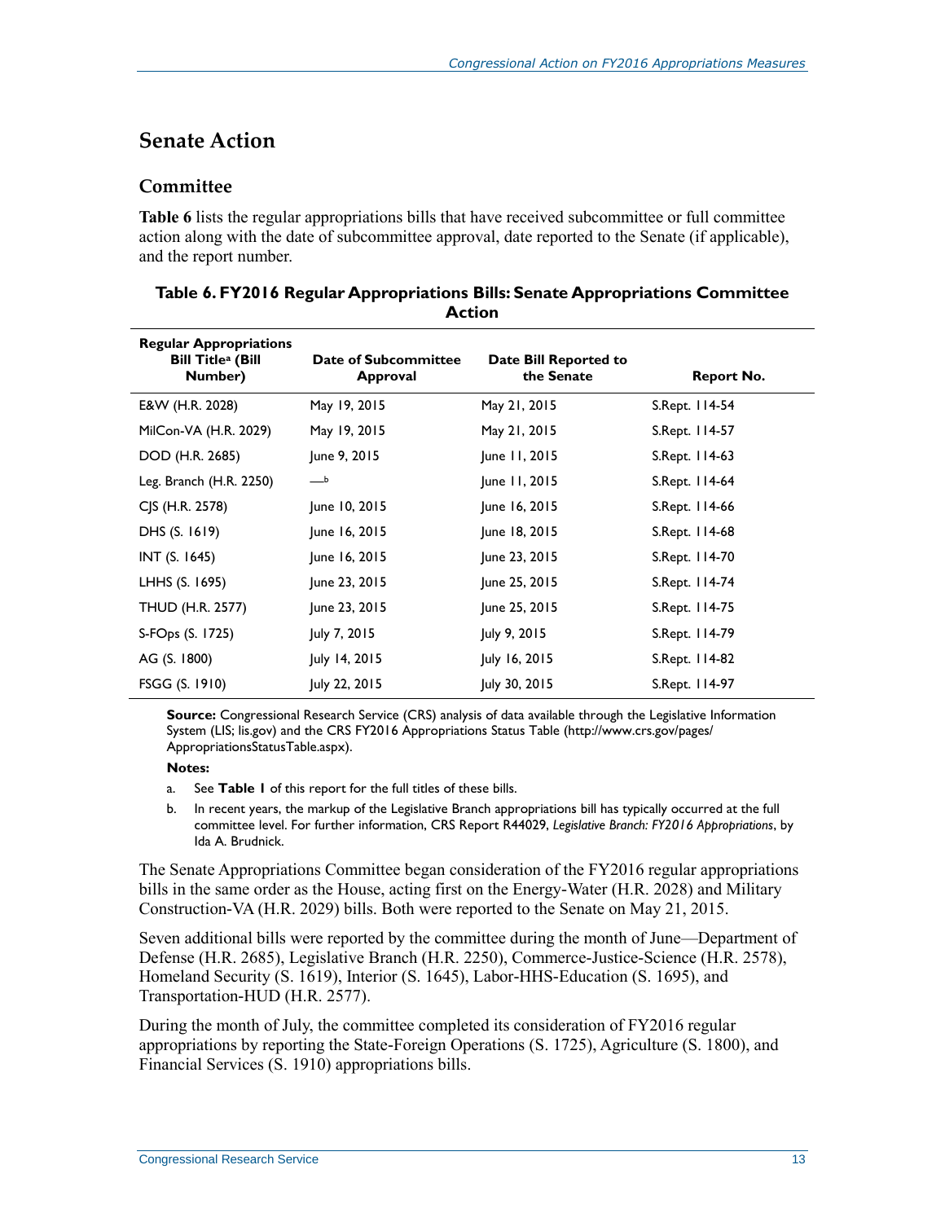## Senate Action

### Committee

**Table 6** lists the regular appropriations bills that have received subcommittee or full committee action along with the date of subcommittee approval, date reported to the Senate (if applicable), and the report number.

**Table 6. FY2016 Regular Appropriations Bills: Senate Appropriations Committee Action**

| Regular Appropriations Bill Title[a] (Bill Number) | Date of Subcommittee Approval | Date Bill Reported to the Senate | Report No. |
|---|---|---|---|
| E&W (H.R. 2028) | May 19, 2015 | May 21, 2015 | S.Rept. 114-54 |
| MilCon-VA (H.R. 2029) | May 19, 2015 | May 21, 2015 | S.Rept. 114-57 |
| DOD (H.R. 2685) | June 9, 2015 | June 11, 2015 | S.Rept. 114-63 |
| Leg. Branch (H.R. 2250) | —[b] | June 11, 2015 | S.Rept. 114-64 |
| CJS (H.R. 2578) | June 10, 2015 | June 16, 2015 | S.Rept. 114-66 |
| DHS (S. 1619) | June 16, 2015 | June 18, 2015 | S.Rept. 114-68 |
| INT (S. 1645) | June 16, 2015 | June 23, 2015 | S.Rept. 114-70 |
| LHHS (S. 1695) | June 23, 2015 | June 25, 2015 | S.Rept. 114-74 |
| THUD (H.R. 2577) | June 23, 2015 | June 25, 2015 | S.Rept. 114-75 |
| S-FOps (S. 1725) | July 7, 2015 | July 9, 2015 | S.Rept. 114-79 |
| AG (S. 1800) | July 14, 2015 | July 16, 2015 | S.Rept. 114-82 |
| FSGG (S. 1910) | July 22, 2015 | July 30, 2015 | S.Rept. 114-97 |

**Source:** Congressional Research Service (CRS) analysis of data available through the Legislative Information System (LIS; lis.gov) and the CRS FY2016 Appropriations Status Table (http://www.crs.gov/pages/AppropriationsStatusTable.aspx).

**Notes:**

a. See **Table 1** of this report for the full titles of these bills.

b. In recent years, the markup of the Legislative Branch appropriations bill has typically occurred at the full committee level. For further information, CRS Report R44029, *Legislative Branch: FY2016 Appropriations*, by Ida A. Brudnick.

The Senate Appropriations Committee began consideration of the FY2016 regular appropriations bills in the same order as the House, acting first on the Energy-Water (H.R. 2028) and Military Construction-VA (H.R. 2029) bills. Both were reported to the Senate on May 21, 2015.

Seven additional bills were reported by the committee during the month of June—Department of Defense (H.R. 2685), Legislative Branch (H.R. 2250), Commerce-Justice-Science (H.R. 2578), Homeland Security (S. 1619), Interior (S. 1645), Labor-HHS-Education (S. 1695), and Transportation-HUD (H.R. 2577).

During the month of July, the committee completed its consideration of FY2016 regular appropriations by reporting the State-Foreign Operations (S. 1725), Agriculture (S. 1800), and Financial Services (S. 1910) appropriations bills.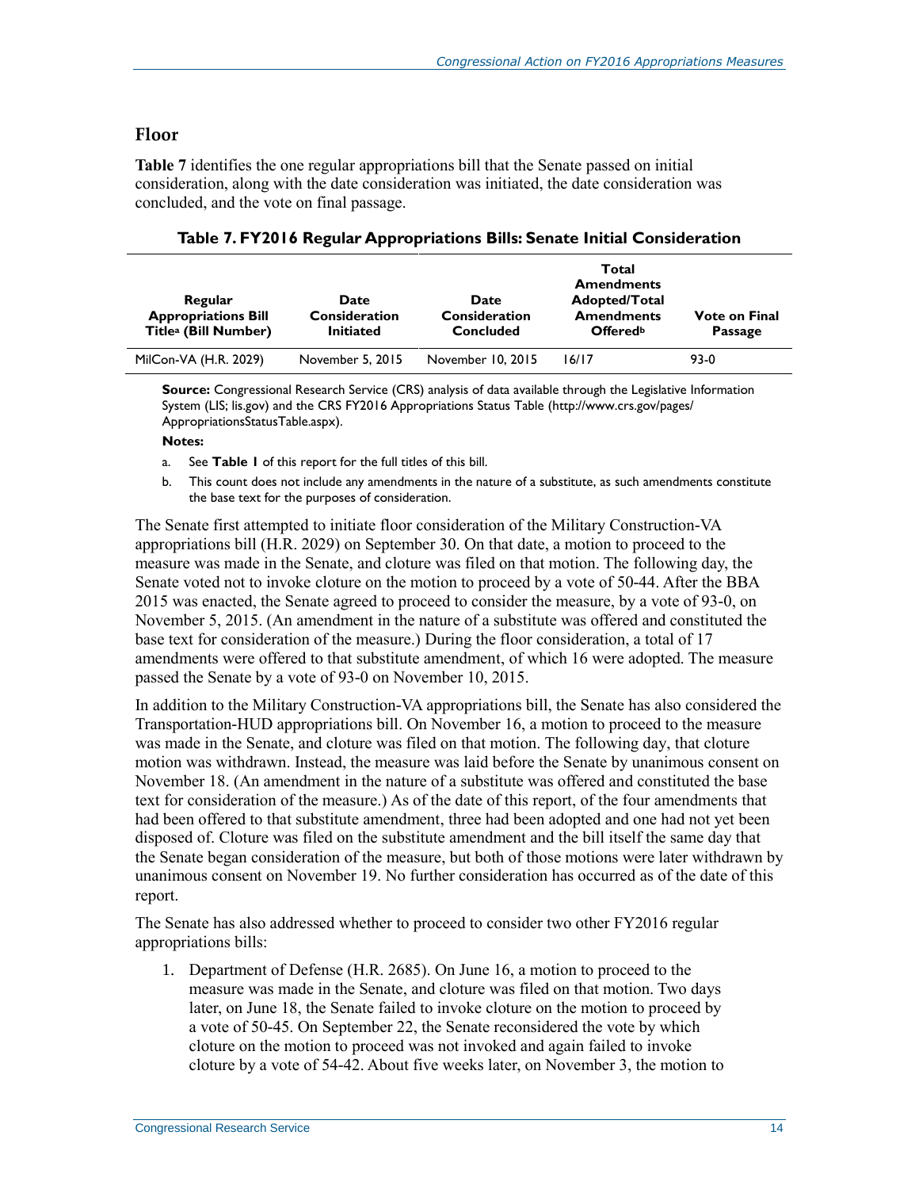## Floor

**Table 7** identifies the one regular appropriations bill that the Senate passed on initial consideration, along with the date consideration was initiated, the date consideration was concluded, and the vote on final passage.

**Table 7. FY2016 Regular Appropriations Bills: Senate Initial Consideration**

| Regular Appropriations Bill Title[a] (Bill Number) | Date Consideration Initiated | Date Consideration Concluded | Total Amendments Adopted/Total Amendments Offered[b] | Vote on Final Passage |
|---|---|---|---|---|
| MilCon-VA (H.R. 2029) | November 5, 2015 | November 10, 2015 | 16/17 | 93-0 |

**Source:** Congressional Research Service (CRS) analysis of data available through the Legislative Information System (LIS; lis.gov) and the CRS FY2016 Appropriations Status Table (http://www.crs.gov/pages/AppropriationsStatusTable.aspx).

**Notes:**

a. See **Table 1** of this report for the full titles of this bill.

b. This count does not include any amendments in the nature of a substitute, as such amendments constitute the base text for the purposes of consideration.

The Senate first attempted to initiate floor consideration of the Military Construction-VA appropriations bill (H.R. 2029) on September 30. On that date, a motion to proceed to the measure was made in the Senate, and cloture was filed on that motion. The following day, the Senate voted not to invoke cloture on the motion to proceed by a vote of 50-44. After the BBA 2015 was enacted, the Senate agreed to proceed to consider the measure, by a vote of 93-0, on November 5, 2015. (An amendment in the nature of a substitute was offered and constituted the base text for consideration of the measure.) During the floor consideration, a total of 17 amendments were offered to that substitute amendment, of which 16 were adopted. The measure passed the Senate by a vote of 93-0 on November 10, 2015.

In addition to the Military Construction-VA appropriations bill, the Senate has also considered the Transportation-HUD appropriations bill. On November 16, a motion to proceed to the measure was made in the Senate, and cloture was filed on that motion. The following day, that cloture motion was withdrawn. Instead, the measure was laid before the Senate by unanimous consent on November 18. (An amendment in the nature of a substitute was offered and constituted the base text for consideration of the measure.) As of the date of this report, of the four amendments that had been offered to that substitute amendment, three had been adopted and one had not yet been disposed of. Cloture was filed on the substitute amendment and the bill itself the same day that the Senate began consideration of the measure, but both of those motions were later withdrawn by unanimous consent on November 19. No further consideration has occurred as of the date of this report.

The Senate has also addressed whether to proceed to consider two other FY2016 regular appropriations bills:

1. Department of Defense (H.R. 2685). On June 16, a motion to proceed to the measure was made in the Senate, and cloture was filed on that motion. Two days later, on June 18, the Senate failed to invoke cloture on the motion to proceed by a vote of 50-45. On September 22, the Senate reconsidered the vote by which cloture on the motion to proceed was not invoked and again failed to invoke cloture by a vote of 54-42. About five weeks later, on November 3, the motion to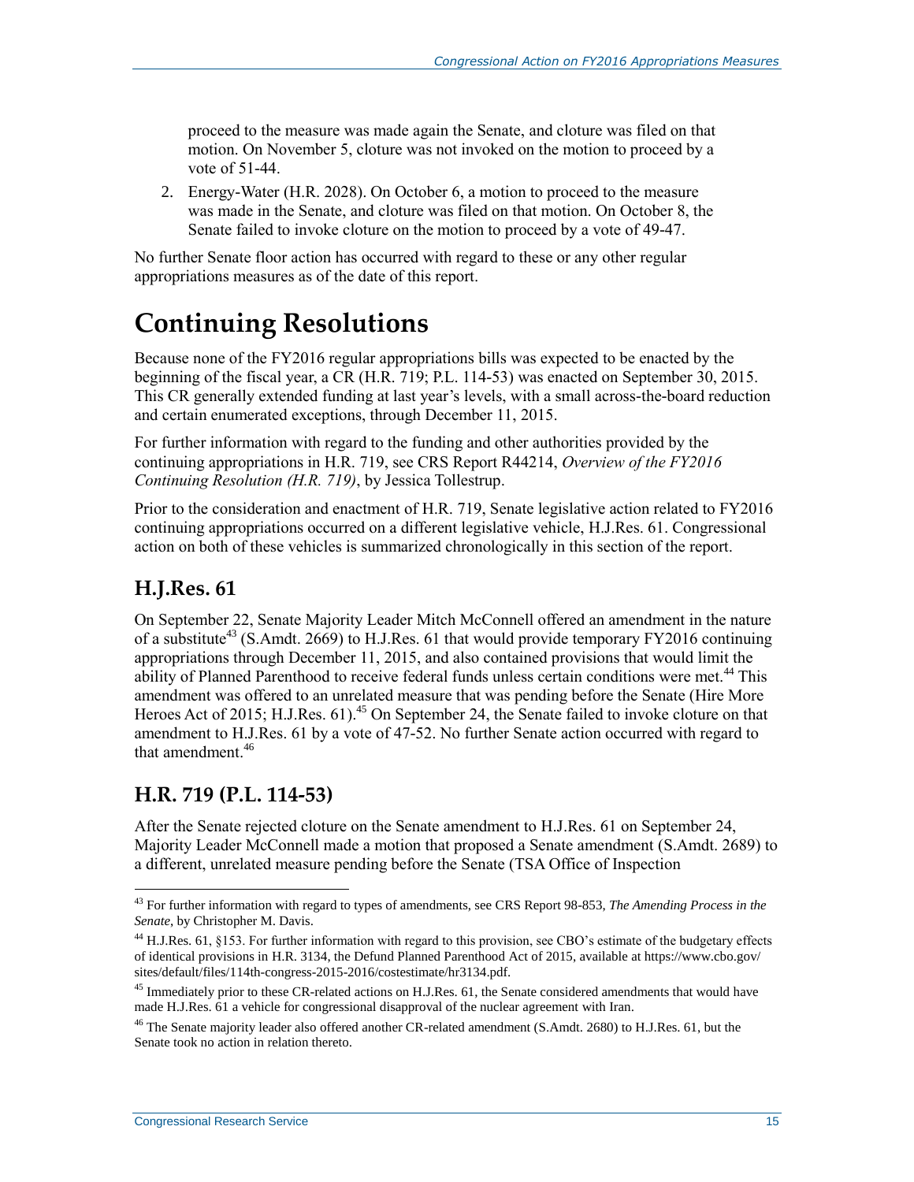proceed to the measure was made again the Senate, and cloture was filed on that motion. On November 5, cloture was not invoked on the motion to proceed by a vote of 51-44.

2. Energy-Water (H.R. 2028). On October 6, a motion to proceed to the measure was made in the Senate, and cloture was filed on that motion. On October 8, the Senate failed to invoke cloture on the motion to proceed by a vote of 49-47.

No further Senate floor action has occurred with regard to these or any other regular appropriations measures as of the date of this report.

# Continuing Resolutions

Because none of the FY2016 regular appropriations bills was expected to be enacted by the beginning of the fiscal year, a CR (H.R. 719; P.L. 114-53) was enacted on September 30, 2015. This CR generally extended funding at last year's levels, with a small across-the-board reduction and certain enumerated exceptions, through December 11, 2015.

For further information with regard to the funding and other authorities provided by the continuing appropriations in H.R. 719, see CRS Report R44214, *Overview of the FY2016 Continuing Resolution (H.R. 719)*, by Jessica Tollestrup.

Prior to the consideration and enactment of H.R. 719, Senate legislative action related to FY2016 continuing appropriations occurred on a different legislative vehicle, H.J.Res. 61. Congressional action on both of these vehicles is summarized chronologically in this section of the report.

## H.J.Res. 61

On September 22, Senate Majority Leader Mitch McConnell offered an amendment in the nature of a substitute[43] (S.Amdt. 2669) to H.J.Res. 61 that would provide temporary FY2016 continuing appropriations through December 11, 2015, and also contained provisions that would limit the ability of Planned Parenthood to receive federal funds unless certain conditions were met.[44] This amendment was offered to an unrelated measure that was pending before the Senate (Hire More Heroes Act of 2015; H.J.Res. 61).[45] On September 24, the Senate failed to invoke cloture on that amendment to H.J.Res. 61 by a vote of 47-52. No further Senate action occurred with regard to that amendment.[46]

## H.R. 719 (P.L. 114-53)

After the Senate rejected cloture on the Senate amendment to H.J.Res. 61 on September 24, Majority Leader McConnell made a motion that proposed a Senate amendment (S.Amdt. 2689) to a different, unrelated measure pending before the Senate (TSA Office of Inspection

---

[43] For further information with regard to types of amendments, see CRS Report 98-853, *The Amending Process in the Senate*, by Christopher M. Davis.

[44] H.J.Res. 61, §153. For further information with regard to this provision, see CBO's estimate of the budgetary effects of identical provisions in H.R. 3134, the Defund Planned Parenthood Act of 2015, available at https://www.cbo.gov/sites/default/files/114th-congress-2015-2016/costestimate/hr3134.pdf.

[45] Immediately prior to these CR-related actions on H.J.Res. 61, the Senate considered amendments that would have made H.J.Res. 61 a vehicle for congressional disapproval of the nuclear agreement with Iran.

[46] The Senate majority leader also offered another CR-related amendment (S.Amdt. 2680) to H.J.Res. 61, but the Senate took no action in relation thereto.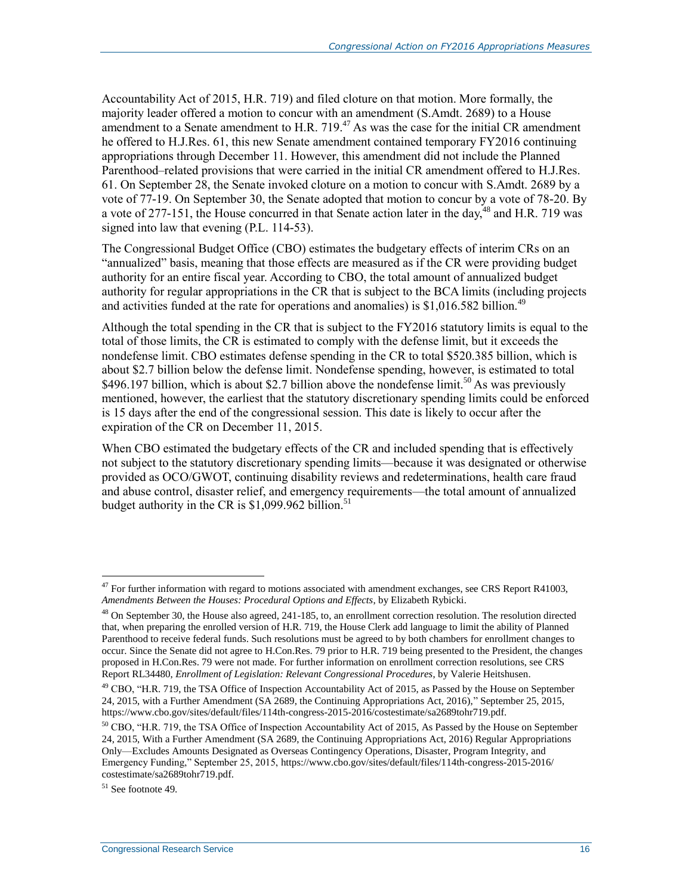Accountability Act of 2015, H.R. 719) and filed cloture on that motion. More formally, the majority leader offered a motion to concur with an amendment (S.Amdt. 2689) to a House amendment to a Senate amendment to H.R. 719.[47] As was the case for the initial CR amendment he offered to H.J.Res. 61, this new Senate amendment contained temporary FY2016 continuing appropriations through December 11. However, this amendment did not include the Planned Parenthood–related provisions that were carried in the initial CR amendment offered to H.J.Res. 61. On September 28, the Senate invoked cloture on a motion to concur with S.Amdt. 2689 by a vote of 77-19. On September 30, the Senate adopted that motion to concur by a vote of 78-20. By a vote of 277-151, the House concurred in that Senate action later in the day,[48] and H.R. 719 was signed into law that evening (P.L. 114-53).

The Congressional Budget Office (CBO) estimates the budgetary effects of interim CRs on an "annualized" basis, meaning that those effects are measured as if the CR were providing budget authority for an entire fiscal year. According to CBO, the total amount of annualized budget authority for regular appropriations in the CR that is subject to the BCA limits (including projects and activities funded at the rate for operations and anomalies) is $1,016.582 billion.[49]

Although the total spending in the CR that is subject to the FY2016 statutory limits is equal to the total of those limits, the CR is estimated to comply with the defense limit, but it exceeds the nondefense limit. CBO estimates defense spending in the CR to total $520.385 billion, which is about $2.7 billion below the defense limit. Nondefense spending, however, is estimated to total $496.197 billion, which is about $2.7 billion above the nondefense limit.[50] As was previously mentioned, however, the earliest that the statutory discretionary spending limits could be enforced is 15 days after the end of the congressional session. This date is likely to occur after the expiration of the CR on December 11, 2015.

When CBO estimated the budgetary effects of the CR and included spending that is effectively not subject to the statutory discretionary spending limits—because it was designated or otherwise provided as OCO/GWOT, continuing disability reviews and redeterminations, health care fraud and abuse control, disaster relief, and emergency requirements—the total amount of annualized budget authority in the CR is $1,099.962 billion.[51]

---

[47] For further information with regard to motions associated with amendment exchanges, see CRS Report R41003, *Amendments Between the Houses: Procedural Options and Effects*, by Elizabeth Rybicki.

[48] On September 30, the House also agreed, 241-185, to, an enrollment correction resolution. The resolution directed that, when preparing the enrolled version of H.R. 719, the House Clerk add language to limit the ability of Planned Parenthood to receive federal funds. Such resolutions must be agreed to by both chambers for enrollment changes to occur. Since the Senate did not agree to H.Con.Res. 79 prior to H.R. 719 being presented to the President, the changes proposed in H.Con.Res. 79 were not made. For further information on enrollment correction resolutions, see CRS Report RL34480, *Enrollment of Legislation: Relevant Congressional Procedures*, by Valerie Heitshusen.

[49] CBO, "H.R. 719, the TSA Office of Inspection Accountability Act of 2015, as Passed by the House on September 24, 2015, with a Further Amendment (SA 2689, the Continuing Appropriations Act, 2016)," September 25, 2015, https://www.cbo.gov/sites/default/files/114th-congress-2015-2016/costestimate/sa2689tohr719.pdf.

[50] CBO, "H.R. 719, the TSA Office of Inspection Accountability Act of 2015, As Passed by the House on September 24, 2015, With a Further Amendment (SA 2689, the Continuing Appropriations Act, 2016) Regular Appropriations Only—Excludes Amounts Designated as Overseas Contingency Operations, Disaster, Program Integrity, and Emergency Funding," September 25, 2015, https://www.cbo.gov/sites/default/files/114th-congress-2015-2016/costestimate/sa2689tohr719.pdf.

[51] See footnote 49.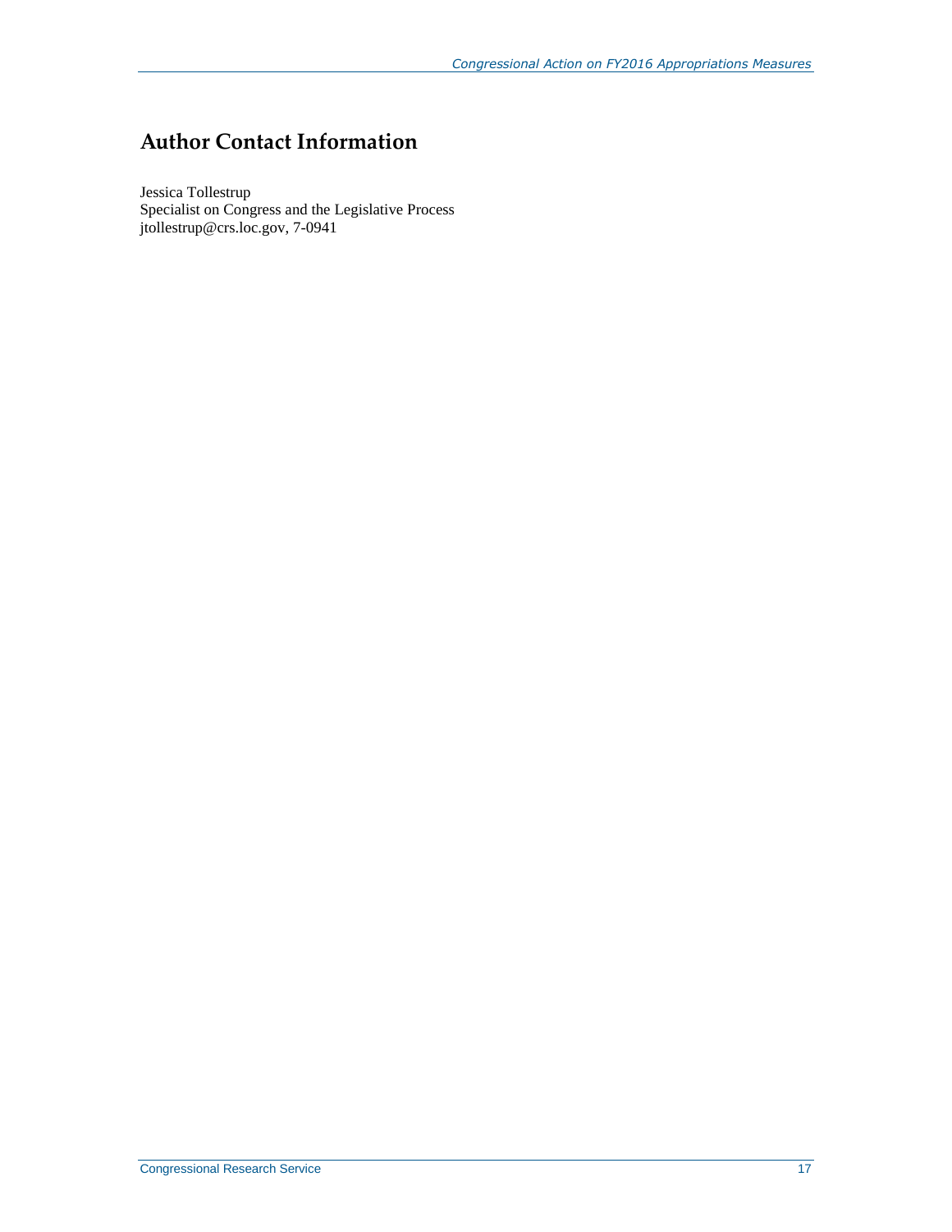## Author Contact Information

Jessica Tollestrup
Specialist on Congress and the Legislative Process
jtollestrup@crs.loc.gov, 7-0941